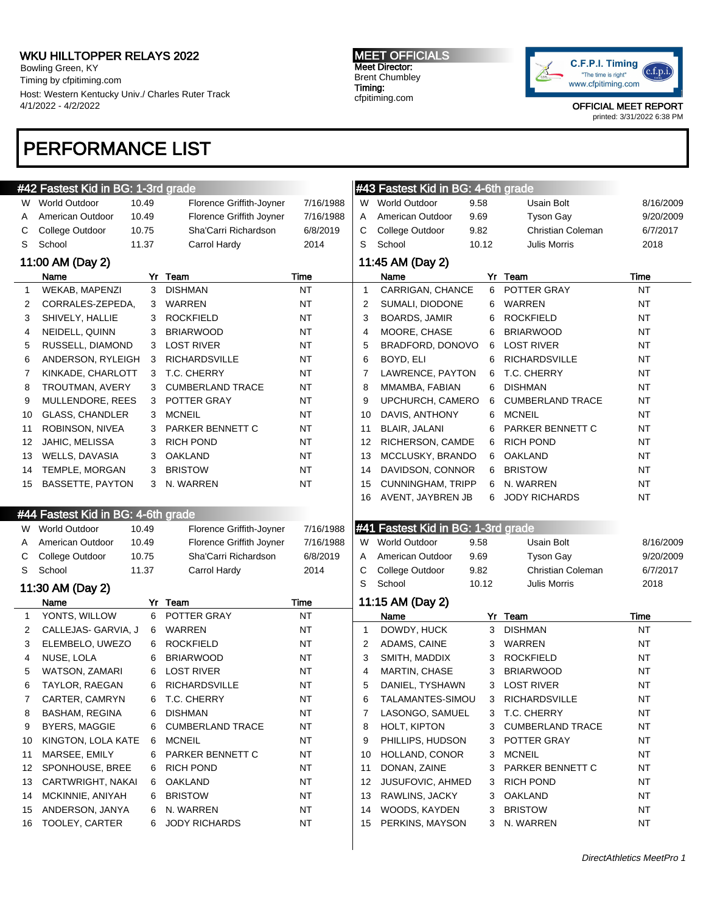# WKU HILLTOPPER RELAYS 2022

Bowling Green, KY
Timing by cfpitiming.com
Host: Western Kentucky Univ./ Charles Ruter Track
4/1/2022 - 4/2/2022

**MEET OFFICIALS**
Meet Director:
Brent Chumbley
Timing:
cfpitiming.com

C.F.P.I. Timing "The time is right" www.cfpitiming.com

OFFICIAL MEET REPORT
printed: 3/31/2022 6:38 PM

# PERFORMANCE LIST

## #42 Fastest Kid in BG: 1-3rd grade

| | | | | |
|---|---|---|---|---|
| W | World Outdoor | 10.49 | Florence Griffith-Joyner | 7/16/1988 |
| A | American Outdoor | 10.49 | Florence Griffith Joyner | 7/16/1988 |
| C | College Outdoor | 10.75 | Sha'Carri Richardson | 6/8/2019 |
| S | School | 11.37 | Carrol Hardy | 2014 |

### 11:00 AM (Day 2)

| | Name | Yr | Team | Time |
|---|---|---|---|---|
| 1 | WEKAB, MAPENZI | 3 | DISHMAN | NT |
| 2 | CORRALES-ZEPEDA, | 3 | WARREN | NT |
| 3 | SHIVELY, HALLIE | 3 | ROCKFIELD | NT |
| 4 | NEIDELL, QUINN | 3 | BRIARWOOD | NT |
| 5 | RUSSELL, DIAMOND | 3 | LOST RIVER | NT |
| 6 | ANDERSON, RYLEIGH | 3 | RICHARDSVILLE | NT |
| 7 | KINKADE, CHARLOTT | 3 | T.C. CHERRY | NT |
| 8 | TROUTMAN, AVERY | 3 | CUMBERLAND TRACE | NT |
| 9 | MULLENDORE, REES | 3 | POTTER GRAY | NT |
| 10 | GLASS, CHANDLER | 3 | MCNEIL | NT |
| 11 | ROBINSON, NIVEA | 3 | PARKER BENNETT C | NT |
| 12 | JAHIC, MELISSA | 3 | RICH POND | NT |
| 13 | WELLS, DAVASIA | 3 | OAKLAND | NT |
| 14 | TEMPLE, MORGAN | 3 | BRISTOW | NT |
| 15 | BASSETTE, PAYTON | 3 | N. WARREN | NT |

## #44 Fastest Kid in BG: 4-6th grade

| | | | | |
|---|---|---|---|---|
| W | World Outdoor | 10.49 | Florence Griffith-Joyner | 7/16/1988 |
| A | American Outdoor | 10.49 | Florence Griffith Joyner | 7/16/1988 |
| C | College Outdoor | 10.75 | Sha'Carri Richardson | 6/8/2019 |
| S | School | 11.37 | Carrol Hardy | 2014 |

### 11:30 AM (Day 2)

| | Name | Yr | Team | Time |
|---|---|---|---|---|
| 1 | YONTS, WILLOW | 6 | POTTER GRAY | NT |
| 2 | CALLEJAS- GARVIA, J | 6 | WARREN | NT |
| 3 | ELEMBELO, UWEZO | 6 | ROCKFIELD | NT |
| 4 | NUSE, LOLA | 6 | BRIARWOOD | NT |
| 5 | WATSON, ZAMARI | 6 | LOST RIVER | NT |
| 6 | TAYLOR, RAEGAN | 6 | RICHARDSVILLE | NT |
| 7 | CARTER, CAMRYN | 6 | T.C. CHERRY | NT |
| 8 | BASHAM, REGINA | 6 | DISHMAN | NT |
| 9 | BYERS, MAGGIE | 6 | CUMBERLAND TRACE | NT |
| 10 | KINGTON, LOLA KATE | 6 | MCNEIL | NT |
| 11 | MARSEE, EMILY | 6 | PARKER BENNETT C | NT |
| 12 | SPONHOUSE, BREE | 6 | RICH POND | NT |
| 13 | CARTWRIGHT, NAKAI | 6 | OAKLAND | NT |
| 14 | MCKINNIE, ANIYAH | 6 | BRISTOW | NT |
| 15 | ANDERSON, JANYA | 6 | N. WARREN | NT |
| 16 | TOOLEY, CARTER | 6 | JODY RICHARDS | NT |

## #43 Fastest Kid in BG: 4-6th grade

| | | | | |
|---|---|---|---|---|
| W | World Outdoor | 9.58 | Usain Bolt | 8/16/2009 |
| A | American Outdoor | 9.69 | Tyson Gay | 9/20/2009 |
| C | College Outdoor | 9.82 | Christian Coleman | 6/7/2017 |
| S | School | 10.12 | Julis Morris | 2018 |

### 11:45 AM (Day 2)

| | Name | Yr | Team | Time |
|---|---|---|---|---|
| 1 | CARRIGAN, CHANCE | 6 | POTTER GRAY | NT |
| 2 | SUMALI, DIODONE | 6 | WARREN | NT |
| 3 | BOARDS, JAMIR | 6 | ROCKFIELD | NT |
| 4 | MOORE, CHASE | 6 | BRIARWOOD | NT |
| 5 | BRADFORD, DONOVO | 6 | LOST RIVER | NT |
| 6 | BOYD, ELI | 6 | RICHARDSVILLE | NT |
| 7 | LAWRENCE, PAYTON | 6 | T.C. CHERRY | NT |
| 8 | MMAMBA, FABIAN | 6 | DISHMAN | NT |
| 9 | UPCHURCH, CAMERO | 6 | CUMBERLAND TRACE | NT |
| 10 | DAVIS, ANTHONY | 6 | MCNEIL | NT |
| 11 | BLAIR, JALANI | 6 | PARKER BENNETT C | NT |
| 12 | RICHERSON, CAMDE | 6 | RICH POND | NT |
| 13 | MCCLUSKY, BRANDO | 6 | OAKLAND | NT |
| 14 | DAVIDSON, CONNOR | 6 | BRISTOW | NT |
| 15 | CUNNINGHAM, TRIPP | 6 | N. WARREN | NT |
| 16 | AVENT, JAYBREN JB | 6 | JODY RICHARDS | NT |

## #41 Fastest Kid in BG: 1-3rd grade

| | | | | |
|---|---|---|---|---|
| W | World Outdoor | 9.58 | Usain Bolt | 8/16/2009 |
| A | American Outdoor | 9.69 | Tyson Gay | 9/20/2009 |
| C | College Outdoor | 9.82 | Christian Coleman | 6/7/2017 |
| S | School | 10.12 | Julis Morris | 2018 |

### 11:15 AM (Day 2)

| | Name | Yr | Team | Time |
|---|---|---|---|---|
| 1 | DOWDY, HUCK | 3 | DISHMAN | NT |
| 2 | ADAMS, CAINE | 3 | WARREN | NT |
| 3 | SMITH, MADDIX | 3 | ROCKFIELD | NT |
| 4 | MARTIN, CHASE | 3 | BRIARWOOD | NT |
| 5 | DANIEL, TYSHAWN | 3 | LOST RIVER | NT |
| 6 | TALAMANTES-SIMOU | 3 | RICHARDSVILLE | NT |
| 7 | LASONGO, SAMUEL | 3 | T.C. CHERRY | NT |
| 8 | HOLT, KIPTON | 3 | CUMBERLAND TRACE | NT |
| 9 | PHILLIPS, HUDSON | 3 | POTTER GRAY | NT |
| 10 | HOLLAND, CONOR | 3 | MCNEIL | NT |
| 11 | DONAN, ZAINE | 3 | PARKER BENNETT C | NT |
| 12 | JUSUFOVIC, AHMED | 3 | RICH POND | NT |
| 13 | RAWLINS, JACKY | 3 | OAKLAND | NT |
| 14 | WOODS, KAYDEN | 3 | BRISTOW | NT |
| 15 | PERKINS, MAYSON | 3 | N. WARREN | NT |

*DirectAthletics MeetPro 1*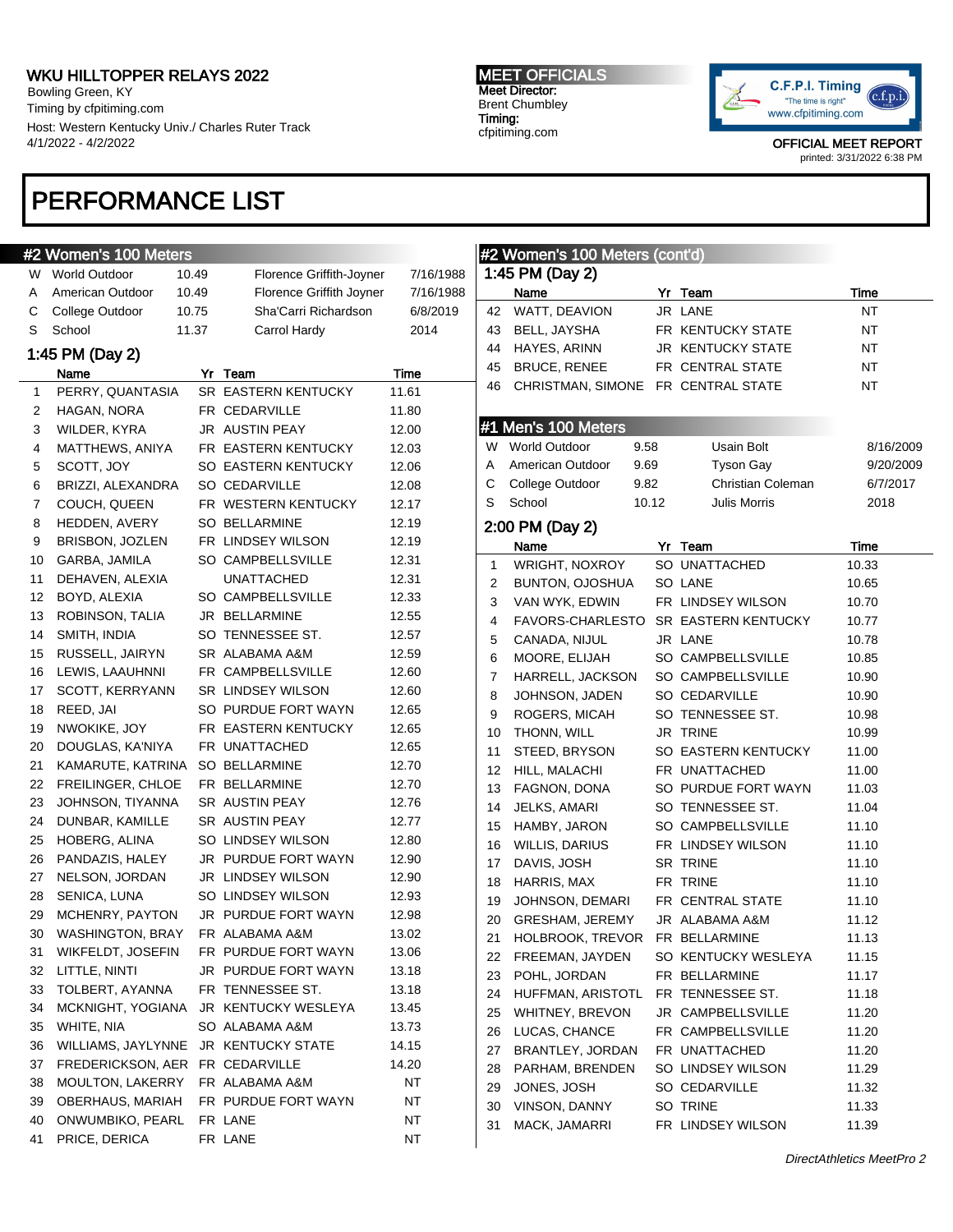WKU HILLTOPPER RELAYS 2022
Bowling Green, KY
Timing by cfpitiming.com
Host: Western Kentucky Univ./ Charles Ruter Track
4/1/2022 - 4/2/2022

MEET OFFICIALS
Meet Director:
Brent Chumbley
Timing:
cfpitiming.com

OFFICIAL MEET REPORT
printed: 3/31/2022 6:38 PM

# PERFORMANCE LIST

## #2 Women's 100 Meters

| | | | | |
|---|---|---|---|---|
| W | World Outdoor | 10.49 | Florence Griffith-Joyner | 7/16/1988 |
| A | American Outdoor | 10.49 | Florence Griffith Joyner | 7/16/1988 |
| C | College Outdoor | 10.75 | Sha'Carri Richardson | 6/8/2019 |
| S | School | 11.37 | Carrol Hardy | 2014 |

### 1:45 PM (Day 2)

| | Name | Yr | Team | Time |
|---|---|---|---|---|
| 1 | PERRY, QUANTASIA | SR | EASTERN KENTUCKY | 11.61 |
| 2 | HAGAN, NORA | FR | CEDARVILLE | 11.80 |
| 3 | WILDER, KYRA | JR | AUSTIN PEAY | 12.00 |
| 4 | MATTHEWS, ANIYA | FR | EASTERN KENTUCKY | 12.03 |
| 5 | SCOTT, JOY | SO | EASTERN KENTUCKY | 12.06 |
| 6 | BRIZZI, ALEXANDRA | SO | CEDARVILLE | 12.08 |
| 7 | COUCH, QUEEN | FR | WESTERN KENTUCKY | 12.17 |
| 8 | HEDDEN, AVERY | SO | BELLARMINE | 12.19 |
| 9 | BRISBON, JOZLEN | FR | LINDSEY WILSON | 12.19 |
| 10 | GARBA, JAMILA | SO | CAMPBELLSVILLE | 12.31 |
| 11 | DEHAVEN, ALEXIA | | UNATTACHED | 12.31 |
| 12 | BOYD, ALEXIA | SO | CAMPBELLSVILLE | 12.33 |
| 13 | ROBINSON, TALIA | JR | BELLARMINE | 12.55 |
| 14 | SMITH, INDIA | SO | TENNESSEE ST. | 12.57 |
| 15 | RUSSELL, JAIRYN | SR | ALABAMA A&M | 12.59 |
| 16 | LEWIS, LAAUHNNI | FR | CAMPBELLSVILLE | 12.60 |
| 17 | SCOTT, KERRYANN | SR | LINDSEY WILSON | 12.60 |
| 18 | REED, JAI | SO | PURDUE FORT WAYN | 12.65 |
| 19 | NWOKIKE, JOY | FR | EASTERN KENTUCKY | 12.65 |
| 20 | DOUGLAS, KA'NIYA | FR | UNATTACHED | 12.65 |
| 21 | KAMARUTE, KATRINA | SO | BELLARMINE | 12.70 |
| 22 | FREILINGER, CHLOE | FR | BELLARMINE | 12.70 |
| 23 | JOHNSON, TIYANNA | SR | AUSTIN PEAY | 12.76 |
| 24 | DUNBAR, KAMILLE | SR | AUSTIN PEAY | 12.77 |
| 25 | HOBERG, ALINA | SO | LINDSEY WILSON | 12.80 |
| 26 | PANDAZIS, HALEY | JR | PURDUE FORT WAYN | 12.90 |
| 27 | NELSON, JORDAN | JR | LINDSEY WILSON | 12.90 |
| 28 | SENICA, LUNA | SO | LINDSEY WILSON | 12.93 |
| 29 | MCHENRY, PAYTON | JR | PURDUE FORT WAYN | 12.98 |
| 30 | WASHINGTON, BRAY | FR | ALABAMA A&M | 13.02 |
| 31 | WIKFELDT, JOSEFIN | FR | PURDUE FORT WAYN | 13.06 |
| 32 | LITTLE, NINTI | JR | PURDUE FORT WAYN | 13.18 |
| 33 | TOLBERT, AYANNA | FR | TENNESSEE ST. | 13.18 |
| 34 | MCKNIGHT, YOGIANA | JR | KENTUCKY WESLEYA | 13.45 |
| 35 | WHITE, NIA | SO | ALABAMA A&M | 13.73 |
| 36 | WILLIAMS, JAYLYNNE | JR | KENTUCKY STATE | 14.15 |
| 37 | FREDERICKSON, AER | FR | CEDARVILLE | 14.20 |
| 38 | MOULTON, LAKERRY | FR | ALABAMA A&M | NT |
| 39 | OBERHAUS, MARIAH | FR | PURDUE FORT WAYN | NT |
| 40 | ONWUMBIKO, PEARL | FR | LANE | NT |
| 41 | PRICE, DERICA | FR | LANE | NT |
| 42 | WATT, DEAVION | JR | LANE | NT |
| 43 | BELL, JAYSHA | FR | KENTUCKY STATE | NT |
| 44 | HAYES, ARINN | JR | KENTUCKY STATE | NT |
| 45 | BRUCE, RENEE | FR | CENTRAL STATE | NT |
| 46 | CHRISTMAN, SIMONE | FR | CENTRAL STATE | NT |

## #1 Men's 100 Meters

| | | | | |
|---|---|---|---|---|
| W | World Outdoor | 9.58 | Usain Bolt | 8/16/2009 |
| A | American Outdoor | 9.69 | Tyson Gay | 9/20/2009 |
| C | College Outdoor | 9.82 | Christian Coleman | 6/7/2017 |
| S | School | 10.12 | Julis Morris | 2018 |

### 2:00 PM (Day 2)

| | Name | Yr | Team | Time |
|---|---|---|---|---|
| 1 | WRIGHT, NOXROY | SO | UNATTACHED | 10.33 |
| 2 | BUNTON, OJOSHUA | SO | LANE | 10.65 |
| 3 | VAN WYK, EDWIN | FR | LINDSEY WILSON | 10.70 |
| 4 | FAVORS-CHARLESTO | SR | EASTERN KENTUCKY | 10.77 |
| 5 | CANADA, NIJUL | JR | LANE | 10.78 |
| 6 | MOORE, ELIJAH | SO | CAMPBELLSVILLE | 10.85 |
| 7 | HARRELL, JACKSON | SO | CAMPBELLSVILLE | 10.90 |
| 8 | JOHNSON, JADEN | SO | CEDARVILLE | 10.90 |
| 9 | ROGERS, MICAH | SO | TENNESSEE ST. | 10.98 |
| 10 | THONN, WILL | JR | TRINE | 10.99 |
| 11 | STEED, BRYSON | SO | EASTERN KENTUCKY | 11.00 |
| 12 | HILL, MALACHI | FR | UNATTACHED | 11.00 |
| 13 | FAGNON, DONA | SO | PURDUE FORT WAYN | 11.03 |
| 14 | JELKS, AMARI | SO | TENNESSEE ST. | 11.04 |
| 15 | HAMBY, JARON | SO | CAMPBELLSVILLE | 11.10 |
| 16 | WILLIS, DARIUS | FR | LINDSEY WILSON | 11.10 |
| 17 | DAVIS, JOSH | SR | TRINE | 11.10 |
| 18 | HARRIS, MAX | FR | TRINE | 11.10 |
| 19 | JOHNSON, DEMARI | FR | CENTRAL STATE | 11.10 |
| 20 | GRESHAM, JEREMY | JR | ALABAMA A&M | 11.12 |
| 21 | HOLBROOK, TREVOR | FR | BELLARMINE | 11.13 |
| 22 | FREEMAN, JAYDEN | SO | KENTUCKY WESLEYA | 11.15 |
| 23 | POHL, JORDAN | FR | BELLARMINE | 11.17 |
| 24 | HUFFMAN, ARISTOTL | FR | TENNESSEE ST. | 11.18 |
| 25 | WHITNEY, BREVON | JR | CAMPBELLSVILLE | 11.20 |
| 26 | LUCAS, CHANCE | FR | CAMPBELLSVILLE | 11.20 |
| 27 | BRANTLEY, JORDAN | FR | UNATTACHED | 11.20 |
| 28 | PARHAM, BRENDEN | SO | LINDSEY WILSON | 11.29 |
| 29 | JONES, JOSH | SO | CEDARVILLE | 11.32 |
| 30 | VINSON, DANNY | SO | TRINE | 11.33 |
| 31 | MACK, JAMARRI | FR | LINDSEY WILSON | 11.39 |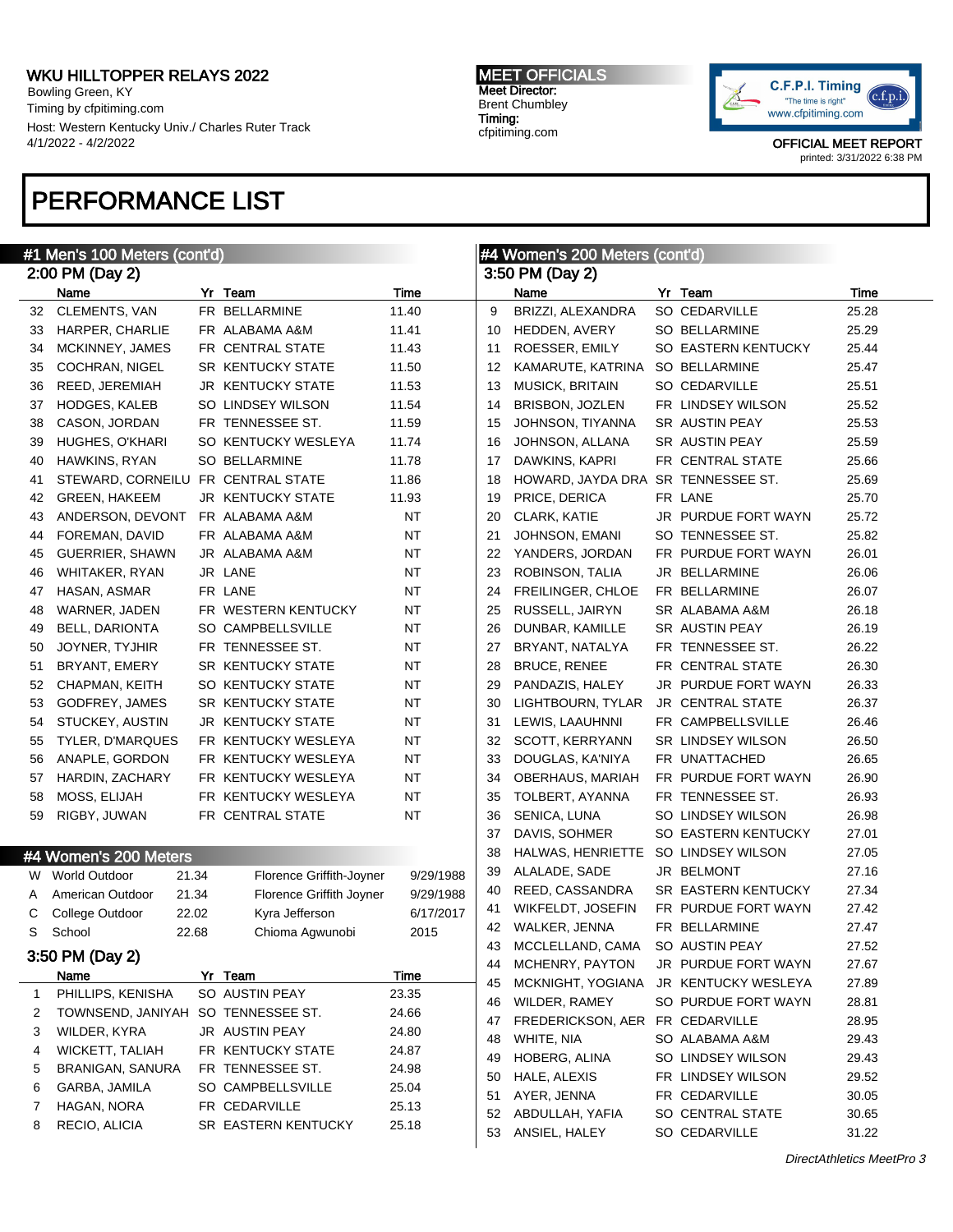# PERFORMANCE LIST

## #1 Men's 100 Meters (cont'd)

### 2:00 PM (Day 2)

| | Name | Yr | Team | Time |
|---|---|---|---|---|
| 32 | CLEMENTS, VAN | FR | BELLARMINE | 11.40 |
| 33 | HARPER, CHARLIE | FR | ALABAMA A&M | 11.41 |
| 34 | MCKINNEY, JAMES | FR | CENTRAL STATE | 11.43 |
| 35 | COCHRAN, NIGEL | SR | KENTUCKY STATE | 11.50 |
| 36 | REED, JEREMIAH | JR | KENTUCKY STATE | 11.53 |
| 37 | HODGES, KALEB | SO | LINDSEY WILSON | 11.54 |
| 38 | CASON, JORDAN | FR | TENNESSEE ST. | 11.59 |
| 39 | HUGHES, O'KHARI | SO | KENTUCKY WESLEYA | 11.74 |
| 40 | HAWKINS, RYAN | SO | BELLARMINE | 11.78 |
| 41 | STEWARD, CORNEILU | FR | CENTRAL STATE | 11.86 |
| 42 | GREEN, HAKEEM | JR | KENTUCKY STATE | 11.93 |
| 43 | ANDERSON, DEVONT | FR | ALABAMA A&M | NT |
| 44 | FOREMAN, DAVID | FR | ALABAMA A&M | NT |
| 45 | GUERRIER, SHAWN | JR | ALABAMA A&M | NT |
| 46 | WHITAKER, RYAN | JR | LANE | NT |
| 47 | HASAN, ASMAR | FR | LANE | NT |
| 48 | WARNER, JADEN | FR | WESTERN KENTUCKY | NT |
| 49 | BELL, DARIONTA | SO | CAMPBELLSVILLE | NT |
| 50 | JOYNER, TYJHIR | FR | TENNESSEE ST. | NT |
| 51 | BRYANT, EMERY | SR | KENTUCKY STATE | NT |
| 52 | CHAPMAN, KEITH | SO | KENTUCKY STATE | NT |
| 53 | GODFREY, JAMES | SR | KENTUCKY STATE | NT |
| 54 | STUCKEY, AUSTIN | JR | KENTUCKY STATE | NT |
| 55 | TYLER, D'MARQUES | FR | KENTUCKY WESLEYA | NT |
| 56 | ANAPLE, GORDON | FR | KENTUCKY WESLEYA | NT |
| 57 | HARDIN, ZACHARY | FR | KENTUCKY WESLEYA | NT |
| 58 | MOSS, ELIJAH | FR | KENTUCKY WESLEYA | NT |
| 59 | RIGBY, JUWAN | FR | CENTRAL STATE | NT |

## #4 Women's 200 Meters

| | Record | Time | Holder | Date |
|---|---|---|---|---|
| W | World Outdoor | 21.34 | Florence Griffith-Joyner | 9/29/1988 |
| A | American Outdoor | 21.34 | Florence Griffith Joyner | 9/29/1988 |
| C | College Outdoor | 22.02 | Kyra Jefferson | 6/17/2017 |
| S | School | 22.68 | Chioma Agwunobi | 2015 |

### 3:50 PM (Day 2)

| | Name | Yr | Team | Time |
|---|---|---|---|---|
| 1 | PHILLIPS, KENISHA | SO | AUSTIN PEAY | 23.35 |
| 2 | TOWNSEND, JANIYAH | SO | TENNESSEE ST. | 24.66 |
| 3 | WILDER, KYRA | JR | AUSTIN PEAY | 24.80 |
| 4 | WICKETT, TALIAH | FR | KENTUCKY STATE | 24.87 |
| 5 | BRANIGAN, SANURA | FR | TENNESSEE ST. | 24.98 |
| 6 | GARBA, JAMILA | SO | CAMPBELLSVILLE | 25.04 |
| 7 | HAGAN, NORA | FR | CEDARVILLE | 25.13 |
| 8 | RECIO, ALICIA | SR | EASTERN KENTUCKY | 25.18 |
| 9 | BRIZZI, ALEXANDRA | SO | CEDARVILLE | 25.28 |
| 10 | HEDDEN, AVERY | SO | BELLARMINE | 25.29 |
| 11 | ROESSER, EMILY | SO | EASTERN KENTUCKY | 25.44 |
| 12 | KAMARUTE, KATRINA | SO | BELLARMINE | 25.47 |
| 13 | MUSICK, BRITAIN | SO | CEDARVILLE | 25.51 |
| 14 | BRISBON, JOZLEN | FR | LINDSEY WILSON | 25.52 |
| 15 | JOHNSON, TIYANNA | SR | AUSTIN PEAY | 25.53 |
| 16 | JOHNSON, ALLANA | SR | AUSTIN PEAY | 25.59 |
| 17 | DAWKINS, KAPRI | FR | CENTRAL STATE | 25.66 |
| 18 | HOWARD, JAYDA DRA | SR | TENNESSEE ST. | 25.69 |
| 19 | PRICE, DERICA | FR | LANE | 25.70 |
| 20 | CLARK, KATIE | JR | PURDUE FORT WAYN | 25.72 |
| 21 | JOHNSON, EMANI | SO | TENNESSEE ST. | 25.82 |
| 22 | YANDERS, JORDAN | FR | PURDUE FORT WAYN | 26.01 |
| 23 | ROBINSON, TALIA | JR | BELLARMINE | 26.06 |
| 24 | FREILINGER, CHLOE | FR | BELLARMINE | 26.07 |
| 25 | RUSSELL, JAIRYN | SR | ALABAMA A&M | 26.18 |
| 26 | DUNBAR, KAMILLE | SR | AUSTIN PEAY | 26.19 |
| 27 | BRYANT, NATALYA | FR | TENNESSEE ST. | 26.22 |
| 28 | BRUCE, RENEE | FR | CENTRAL STATE | 26.30 |
| 29 | PANDAZIS, HALEY | JR | PURDUE FORT WAYN | 26.33 |
| 30 | LIGHTBOURN, TYLAR | JR | CENTRAL STATE | 26.37 |
| 31 | LEWIS, LAAUHNNI | FR | CAMPBELLSVILLE | 26.46 |
| 32 | SCOTT, KERRYANN | SR | LINDSEY WILSON | 26.50 |
| 33 | DOUGLAS, KA'NIYA | FR | UNATTACHED | 26.65 |
| 34 | OBERHAUS, MARIAH | FR | PURDUE FORT WAYN | 26.90 |
| 35 | TOLBERT, AYANNA | FR | TENNESSEE ST. | 26.93 |
| 36 | SENICA, LUNA | SO | LINDSEY WILSON | 26.98 |
| 37 | DAVIS, SOHMER | SO | EASTERN KENTUCKY | 27.01 |
| 38 | HALWAS, HENRIETTE | SO | LINDSEY WILSON | 27.05 |
| 39 | ALALADE, SADE | JR | BELMONT | 27.16 |
| 40 | REED, CASSANDRA | SR | EASTERN KENTUCKY | 27.34 |
| 41 | WIKFELDT, JOSEFIN | FR | PURDUE FORT WAYN | 27.42 |
| 42 | WALKER, JENNA | FR | BELLARMINE | 27.47 |
| 43 | MCCLELLAND, CAMA | SO | AUSTIN PEAY | 27.52 |
| 44 | MCHENRY, PAYTON | JR | PURDUE FORT WAYN | 27.67 |
| 45 | MCKNIGHT, YOGIANA | JR | KENTUCKY WESLEYA | 27.89 |
| 46 | WILDER, RAMEY | SO | PURDUE FORT WAYN | 28.81 |
| 47 | FREDERICKSON, AER | FR | CEDARVILLE | 28.95 |
| 48 | WHITE, NIA | SO | ALABAMA A&M | 29.43 |
| 49 | HOBERG, ALINA | SO | LINDSEY WILSON | 29.43 |
| 50 | HALE, ALEXIS | FR | LINDSEY WILSON | 29.52 |
| 51 | AYER, JENNA | FR | CEDARVILLE | 30.05 |
| 52 | ABDULLAH, YAFIA | SO | CENTRAL STATE | 30.65 |
| 53 | ANSIEL, HALEY | SO | CEDARVILLE | 31.22 |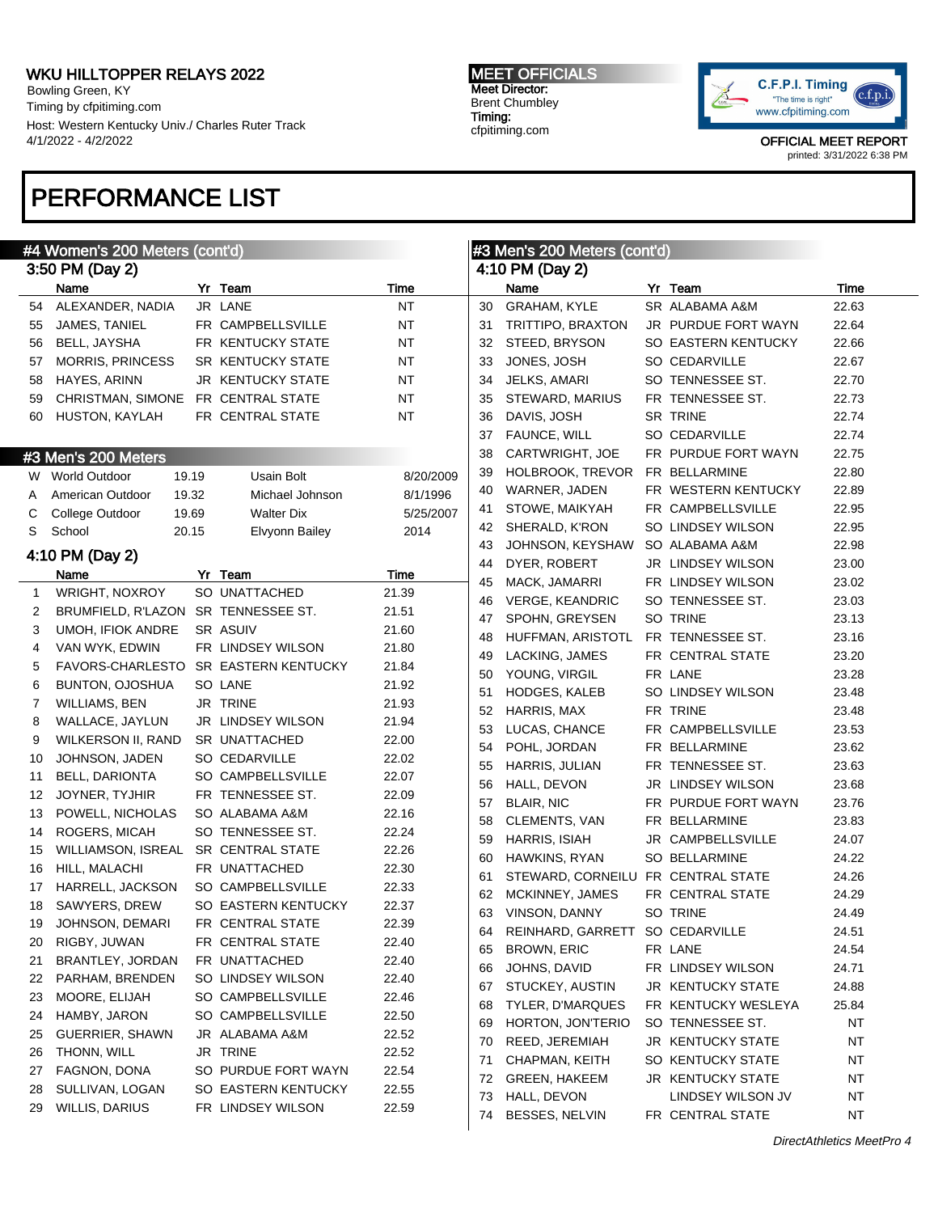WKU HILLTOPPER RELAYS 2022
Bowling Green, KY
Timing by cfpitiming.com
Host: Western Kentucky Univ./ Charles Ruter Track
4/1/2022 - 4/2/2022

MEET OFFICIALS
Meet Director:
Brent Chumbley
Timing:
cfpitiming.com

OFFICIAL MEET REPORT
printed: 3/31/2022 6:38 PM

# PERFORMANCE LIST

## #4 Women's 200 Meters (cont'd)

### 3:50 PM (Day 2)

| | Name | Yr | Team | Time |
|---|---|---|---|---|
| 54 | ALEXANDER, NADIA | JR | LANE | NT |
| 55 | JAMES, TANIEL | FR | CAMPBELLSVILLE | NT |
| 56 | BELL, JAYSHA | FR | KENTUCKY STATE | NT |
| 57 | MORRIS, PRINCESS | SR | KENTUCKY STATE | NT |
| 58 | HAYES, ARINN | JR | KENTUCKY STATE | NT |
| 59 | CHRISTMAN, SIMONE | FR | CENTRAL STATE | NT |
| 60 | HUSTON, KAYLAH | FR | CENTRAL STATE | NT |

## #3 Men's 200 Meters

| | | | | |
|---|---|---|---|---|
| W | World Outdoor | 19.19 | Usain Bolt | 8/20/2009 |
| A | American Outdoor | 19.32 | Michael Johnson | 8/1/1996 |
| C | College Outdoor | 19.69 | Walter Dix | 5/25/2007 |
| S | School | 20.15 | Elvyonn Bailey | 2014 |

### 4:10 PM (Day 2)

| | Name | Yr | Team | Time |
|---|---|---|---|---|
| 1 | WRIGHT, NOXROY | SO | UNATTACHED | 21.39 |
| 2 | BRUMFIELD, R'LAZON | SR | TENNESSEE ST. | 21.51 |
| 3 | UMOH, IFIOK ANDRE | SR | ASUIV | 21.60 |
| 4 | VAN WYK, EDWIN | FR | LINDSEY WILSON | 21.80 |
| 5 | FAVORS-CHARLESTO | SR | EASTERN KENTUCKY | 21.84 |
| 6 | BUNTON, OJOSHUA | SO | LANE | 21.92 |
| 7 | WILLIAMS, BEN | JR | TRINE | 21.93 |
| 8 | WALLACE, JAYLUN | JR | LINDSEY WILSON | 21.94 |
| 9 | WILKERSON II, RAND | SR | UNATTACHED | 22.00 |
| 10 | JOHNSON, JADEN | SO | CEDARVILLE | 22.02 |
| 11 | BELL, DARIONTA | SO | CAMPBELLSVILLE | 22.07 |
| 12 | JOYNER, TYJHIR | FR | TENNESSEE ST. | 22.09 |
| 13 | POWELL, NICHOLAS | SO | ALABAMA A&M | 22.16 |
| 14 | ROGERS, MICAH | SO | TENNESSEE ST. | 22.24 |
| 15 | WILLIAMSON, ISREAL | SR | CENTRAL STATE | 22.26 |
| 16 | HILL, MALACHI | FR | UNATTACHED | 22.30 |
| 17 | HARRELL, JACKSON | SO | CAMPBELLSVILLE | 22.33 |
| 18 | SAWYERS, DREW | SO | EASTERN KENTUCKY | 22.37 |
| 19 | JOHNSON, DEMARI | FR | CENTRAL STATE | 22.39 |
| 20 | RIGBY, JUWAN | FR | CENTRAL STATE | 22.40 |
| 21 | BRANTLEY, JORDAN | FR | UNATTACHED | 22.40 |
| 22 | PARHAM, BRENDEN | SO | LINDSEY WILSON | 22.40 |
| 23 | MOORE, ELIJAH | SO | CAMPBELLSVILLE | 22.46 |
| 24 | HAMBY, JARON | SO | CAMPBELLSVILLE | 22.50 |
| 25 | GUERRIER, SHAWN | JR | ALABAMA A&M | 22.52 |
| 26 | THONN, WILL | JR | TRINE | 22.52 |
| 27 | FAGNON, DONA | SO | PURDUE FORT WAYN | 22.54 |
| 28 | SULLIVAN, LOGAN | SO | EASTERN KENTUCKY | 22.55 |
| 29 | WILLIS, DARIUS | FR | LINDSEY WILSON | 22.59 |
| 30 | GRAHAM, KYLE | SR | ALABAMA A&M | 22.63 |
| 31 | TRITTIPO, BRAXTON | JR | PURDUE FORT WAYN | 22.64 |
| 32 | STEED, BRYSON | SO | EASTERN KENTUCKY | 22.66 |
| 33 | JONES, JOSH | SO | CEDARVILLE | 22.67 |
| 34 | JELKS, AMARI | SO | TENNESSEE ST. | 22.70 |
| 35 | STEWARD, MARIUS | FR | TENNESSEE ST. | 22.73 |
| 36 | DAVIS, JOSH | SR | TRINE | 22.74 |
| 37 | FAUNCE, WILL | SO | CEDARVILLE | 22.74 |
| 38 | CARTWRIGHT, JOE | FR | PURDUE FORT WAYN | 22.75 |
| 39 | HOLBROOK, TREVOR | FR | BELLARMINE | 22.80 |
| 40 | WARNER, JADEN | FR | WESTERN KENTUCKY | 22.89 |
| 41 | STOWE, MAIKYAH | FR | CAMPBELLSVILLE | 22.95 |
| 42 | SHERALD, K'RON | SO | LINDSEY WILSON | 22.95 |
| 43 | JOHNSON, KEYSHAW | SO | ALABAMA A&M | 22.98 |
| 44 | DYER, ROBERT | JR | LINDSEY WILSON | 23.00 |
| 45 | MACK, JAMARRI | FR | LINDSEY WILSON | 23.02 |
| 46 | VERGE, KEANDRIC | SO | TENNESSEE ST. | 23.03 |
| 47 | SPOHN, GREYSEN | SO | TRINE | 23.13 |
| 48 | HUFFMAN, ARISTOTL | FR | TENNESSEE ST. | 23.16 |
| 49 | LACKING, JAMES | FR | CENTRAL STATE | 23.20 |
| 50 | YOUNG, VIRGIL | FR | LANE | 23.28 |
| 51 | HODGES, KALEB | SO | LINDSEY WILSON | 23.48 |
| 52 | HARRIS, MAX | FR | TRINE | 23.48 |
| 53 | LUCAS, CHANCE | FR | CAMPBELLSVILLE | 23.53 |
| 54 | POHL, JORDAN | FR | BELLARMINE | 23.62 |
| 55 | HARRIS, JULIAN | FR | TENNESSEE ST. | 23.63 |
| 56 | HALL, DEVON | JR | LINDSEY WILSON | 23.68 |
| 57 | BLAIR, NIC | FR | PURDUE FORT WAYN | 23.76 |
| 58 | CLEMENTS, VAN | FR | BELLARMINE | 23.83 |
| 59 | HARRIS, ISIAH | JR | CAMPBELLSVILLE | 24.07 |
| 60 | HAWKINS, RYAN | SO | BELLARMINE | 24.22 |
| 61 | STEWARD, CORNEILU | FR | CENTRAL STATE | 24.26 |
| 62 | MCKINNEY, JAMES | FR | CENTRAL STATE | 24.29 |
| 63 | VINSON, DANNY | SO | TRINE | 24.49 |
| 64 | REINHARD, GARRETT | SO | CEDARVILLE | 24.51 |
| 65 | BROWN, ERIC | FR | LANE | 24.54 |
| 66 | JOHNS, DAVID | FR | LINDSEY WILSON | 24.71 |
| 67 | STUCKEY, AUSTIN | JR | KENTUCKY STATE | 24.88 |
| 68 | TYLER, D'MARQUES | FR | KENTUCKY WESLEYA | 25.84 |
| 69 | HORTON, JON'TERIO | SO | TENNESSEE ST. | NT |
| 70 | REED, JEREMIAH | JR | KENTUCKY STATE | NT |
| 71 | CHAPMAN, KEITH | SO | KENTUCKY STATE | NT |
| 72 | GREEN, HAKEEM | JR | KENTUCKY STATE | NT |
| 73 | HALL, DEVON | | LINDSEY WILSON JV | NT |
| 74 | BESSES, NELVIN | FR | CENTRAL STATE | NT |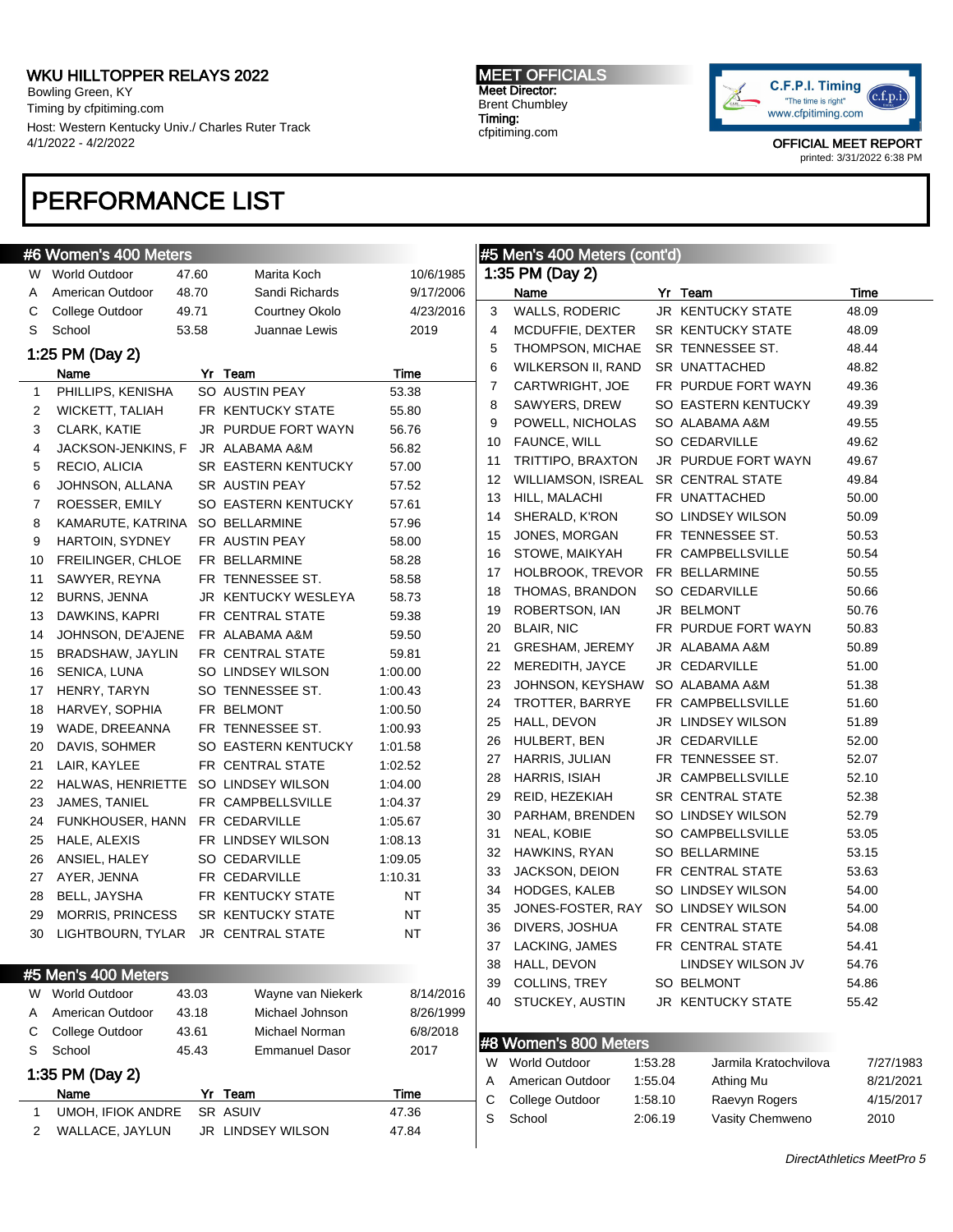# PERFORMANCE LIST

## #6 Women's 400 Meters

| | | | | |
|---|---|---|---|---|
| W | World Outdoor | 47.60 | Marita Koch | 10/6/1985 |
| A | American Outdoor | 48.70 | Sandi Richards | 9/17/2006 |
| C | College Outdoor | 49.71 | Courtney Okolo | 4/23/2016 |
| S | School | 53.58 | Juannae Lewis | 2019 |

### 1:25 PM (Day 2)

| | Name | Yr | Team | Time |
|---|---|---|---|---|
| 1 | PHILLIPS, KENISHA | SO | AUSTIN PEAY | 53.38 |
| 2 | WICKETT, TALIAH | FR | KENTUCKY STATE | 55.80 |
| 3 | CLARK, KATIE | JR | PURDUE FORT WAYN | 56.76 |
| 4 | JACKSON-JENKINS, F | JR | ALABAMA A&M | 56.82 |
| 5 | RECIO, ALICIA | SR | EASTERN KENTUCKY | 57.00 |
| 6 | JOHNSON, ALLANA | SR | AUSTIN PEAY | 57.52 |
| 7 | ROESSER, EMILY | SO | EASTERN KENTUCKY | 57.61 |
| 8 | KAMARUTE, KATRINA | SO | BELLARMINE | 57.96 |
| 9 | HARTOIN, SYDNEY | FR | AUSTIN PEAY | 58.00 |
| 10 | FREILINGER, CHLOE | FR | BELLARMINE | 58.28 |
| 11 | SAWYER, REYNA | FR | TENNESSEE ST. | 58.58 |
| 12 | BURNS, JENNA | JR | KENTUCKY WESLEYA | 58.73 |
| 13 | DAWKINS, KAPRI | FR | CENTRAL STATE | 59.38 |
| 14 | JOHNSON, DE'AJENE | FR | ALABAMA A&M | 59.50 |
| 15 | BRADSHAW, JAYLIN | FR | CENTRAL STATE | 59.81 |
| 16 | SENICA, LUNA | SO | LINDSEY WILSON | 1:00.00 |
| 17 | HENRY, TARYN | SO | TENNESSEE ST. | 1:00.43 |
| 18 | HARVEY, SOPHIA | FR | BELMONT | 1:00.50 |
| 19 | WADE, DREEANNA | FR | TENNESSEE ST. | 1:00.93 |
| 20 | DAVIS, SOHMER | SO | EASTERN KENTUCKY | 1:01.58 |
| 21 | LAIR, KAYLEE | FR | CENTRAL STATE | 1:02.52 |
| 22 | HALWAS, HENRIETTE | SO | LINDSEY WILSON | 1:04.00 |
| 23 | JAMES, TANIEL | FR | CAMPBELLSVILLE | 1:04.37 |
| 24 | FUNKHOUSER, HANN | FR | CEDARVILLE | 1:05.67 |
| 25 | HALE, ALEXIS | FR | LINDSEY WILSON | 1:08.13 |
| 26 | ANSIEL, HALEY | SO | CEDARVILLE | 1:09.05 |
| 27 | AYER, JENNA | FR | CEDARVILLE | 1:10.31 |
| 28 | BELL, JAYSHA | FR | KENTUCKY STATE | NT |
| 29 | MORRIS, PRINCESS | SR | KENTUCKY STATE | NT |
| 30 | LIGHTBOURN, TYLAR | JR | CENTRAL STATE | NT |

## #5 Men's 400 Meters

| | | | | |
|---|---|---|---|---|
| W | World Outdoor | 43.03 | Wayne van Niekerk | 8/14/2016 |
| A | American Outdoor | 43.18 | Michael Johnson | 8/26/1999 |
| C | College Outdoor | 43.61 | Michael Norman | 6/8/2018 |
| S | School | 45.43 | Emmanuel Dasor | 2017 |

### 1:35 PM (Day 2)

| | Name | Yr | Team | Time |
|---|---|---|---|---|
| 1 | UMOH, IFIOK ANDRE | SR | ASUIV | 47.36 |
| 2 | WALLACE, JAYLUN | JR | LINDSEY WILSON | 47.84 |
| 3 | WALLS, RODERIC | JR | KENTUCKY STATE | 48.09 |
| 4 | MCDUFFIE, DEXTER | SR | KENTUCKY STATE | 48.09 |
| 5 | THOMPSON, MICHAE | SR | TENNESSEE ST. | 48.44 |
| 6 | WILKERSON II, RAND | SR | UNATTACHED | 48.82 |
| 7 | CARTWRIGHT, JOE | FR | PURDUE FORT WAYN | 49.36 |
| 8 | SAWYERS, DREW | SO | EASTERN KENTUCKY | 49.39 |
| 9 | POWELL, NICHOLAS | SO | ALABAMA A&M | 49.55 |
| 10 | FAUNCE, WILL | SO | CEDARVILLE | 49.62 |
| 11 | TRITTIPO, BRAXTON | JR | PURDUE FORT WAYN | 49.67 |
| 12 | WILLIAMSON, ISREAL | SR | CENTRAL STATE | 49.84 |
| 13 | HILL, MALACHI | FR | UNATTACHED | 50.00 |
| 14 | SHERALD, K'RON | SO | LINDSEY WILSON | 50.09 |
| 15 | JONES, MORGAN | FR | TENNESSEE ST. | 50.53 |
| 16 | STOWE, MAIKYAH | FR | CAMPBELLSVILLE | 50.54 |
| 17 | HOLBROOK, TREVOR | FR | BELLARMINE | 50.55 |
| 18 | THOMAS, BRANDON | SO | CEDARVILLE | 50.66 |
| 19 | ROBERTSON, IAN | JR | BELMONT | 50.76 |
| 20 | BLAIR, NIC | FR | PURDUE FORT WAYN | 50.83 |
| 21 | GRESHAM, JEREMY | JR | ALABAMA A&M | 50.89 |
| 22 | MEREDITH, JAYCE | JR | CEDARVILLE | 51.00 |
| 23 | JOHNSON, KEYSHAW | SO | ALABAMA A&M | 51.38 |
| 24 | TROTTER, BARRYE | FR | CAMPBELLSVILLE | 51.60 |
| 25 | HALL, DEVON | JR | LINDSEY WILSON | 51.89 |
| 26 | HULBERT, BEN | JR | CEDARVILLE | 52.00 |
| 27 | HARRIS, JULIAN | FR | TENNESSEE ST. | 52.07 |
| 28 | HARRIS, ISIAH | JR | CAMPBELLSVILLE | 52.10 |
| 29 | REID, HEZEKIAH | SR | CENTRAL STATE | 52.38 |
| 30 | PARHAM, BRENDEN | SO | LINDSEY WILSON | 52.79 |
| 31 | NEAL, KOBIE | SO | CAMPBELLSVILLE | 53.05 |
| 32 | HAWKINS, RYAN | SO | BELLARMINE | 53.15 |
| 33 | JACKSON, DEION | FR | CENTRAL STATE | 53.63 |
| 34 | HODGES, KALEB | SO | LINDSEY WILSON | 54.00 |
| 35 | JONES-FOSTER, RAY | SO | LINDSEY WILSON | 54.00 |
| 36 | DIVERS, JOSHUA | FR | CENTRAL STATE | 54.08 |
| 37 | LACKING, JAMES | FR | CENTRAL STATE | 54.41 |
| 38 | HALL, DEVON | | LINDSEY WILSON JV | 54.76 |
| 39 | COLLINS, TREY | SO | BELMONT | 54.86 |
| 40 | STUCKEY, AUSTIN | JR | KENTUCKY STATE | 55.42 |

## #8 Women's 800 Meters

| | | | | |
|---|---|---|---|---|
| W | World Outdoor | 1:53.28 | Jarmila Kratochvilova | 7/27/1983 |
| A | American Outdoor | 1:55.04 | Athing Mu | 8/21/2021 |
| C | College Outdoor | 1:58.10 | Raevyn Rogers | 4/15/2017 |
| S | School | 2:06.19 | Vasity Chemweno | 2010 |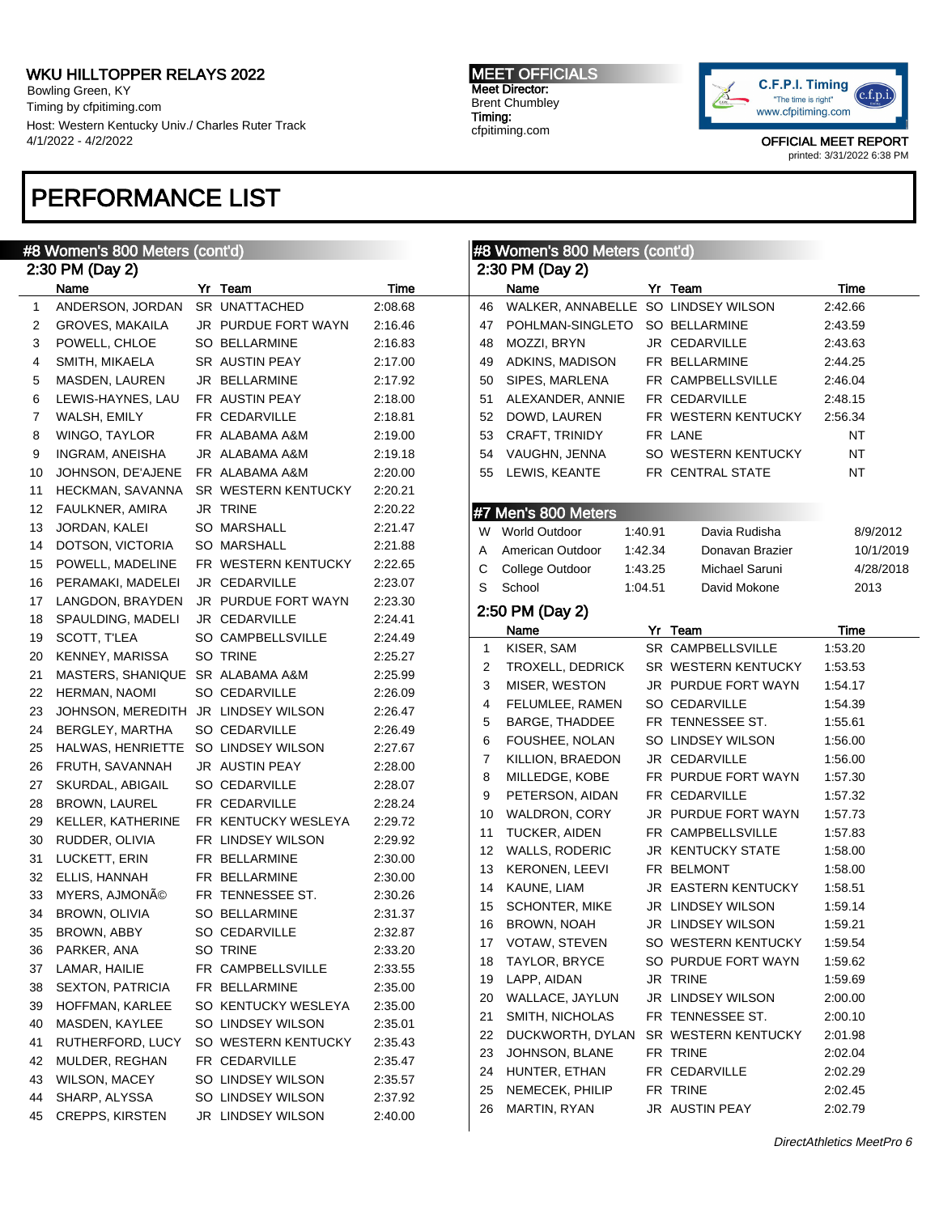WKU HILLTOPPER RELAYS 2022
Bowling Green, KY
Timing by cfpitiming.com
Host: Western Kentucky Univ./ Charles Ruter Track
4/1/2022 - 4/2/2022

MEET OFFICIALS
Meet Director:
Brent Chumbley
Timing:
cfpitiming.com

OFFICIAL MEET REPORT
printed: 3/31/2022 6:38 PM

# PERFORMANCE LIST

## #8 Women's 800 Meters (cont'd)

### 2:30 PM (Day 2)

| | Name | Yr | Team | Time |
|---|---|---|---|---|
| 1 | ANDERSON, JORDAN | SR | UNATTACHED | 2:08.68 |
| 2 | GROVES, MAKAILA | JR | PURDUE FORT WAYN | 2:16.46 |
| 3 | POWELL, CHLOE | SO | BELLARMINE | 2:16.83 |
| 4 | SMITH, MIKAELA | SR | AUSTIN PEAY | 2:17.00 |
| 5 | MASDEN, LAUREN | JR | BELLARMINE | 2:17.92 |
| 6 | LEWIS-HAYNES, LAU | FR | AUSTIN PEAY | 2:18.00 |
| 7 | WALSH, EMILY | FR | CEDARVILLE | 2:18.81 |
| 8 | WINGO, TAYLOR | FR | ALABAMA A&M | 2:19.00 |
| 9 | INGRAM, ANEISHA | JR | ALABAMA A&M | 2:19.18 |
| 10 | JOHNSON, DE'AJENE | FR | ALABAMA A&M | 2:20.00 |
| 11 | HECKMAN, SAVANNA | SR | WESTERN KENTUCKY | 2:20.21 |
| 12 | FAULKNER, AMIRA | JR | TRINE | 2:20.22 |
| 13 | JORDAN, KALEI | SO | MARSHALL | 2:21.47 |
| 14 | DOTSON, VICTORIA | SO | MARSHALL | 2:21.88 |
| 15 | POWELL, MADELINE | FR | WESTERN KENTUCKY | 2:22.65 |
| 16 | PERAMAKI, MADELEI | JR | CEDARVILLE | 2:23.07 |
| 17 | LANGDON, BRAYDEN | JR | PURDUE FORT WAYN | 2:23.30 |
| 18 | SPAULDING, MADELI | JR | CEDARVILLE | 2:24.41 |
| 19 | SCOTT, T'LEA | SO | CAMPBELLSVILLE | 2:24.49 |
| 20 | KENNEY, MARISSA | SO | TRINE | 2:25.27 |
| 21 | MASTERS, SHANIQUE | SR | ALABAMA A&M | 2:25.99 |
| 22 | HERMAN, NAOMI | SO | CEDARVILLE | 2:26.09 |
| 23 | JOHNSON, MEREDITH | JR | LINDSEY WILSON | 2:26.47 |
| 24 | BERGLEY, MARTHA | SO | CEDARVILLE | 2:26.49 |
| 25 | HALWAS, HENRIETTE | SO | LINDSEY WILSON | 2:27.67 |
| 26 | FRUTH, SAVANNAH | JR | AUSTIN PEAY | 2:28.00 |
| 27 | SKURDAL, ABIGAIL | SO | CEDARVILLE | 2:28.07 |
| 28 | BROWN, LAUREL | FR | CEDARVILLE | 2:28.24 |
| 29 | KELLER, KATHERINE | FR | KENTUCKY WESLEYA | 2:29.72 |
| 30 | RUDDER, OLIVIA | FR | LINDSEY WILSON | 2:29.92 |
| 31 | LUCKETT, ERIN | FR | BELLARMINE | 2:30.00 |
| 32 | ELLIS, HANNAH | FR | BELLARMINE | 2:30.00 |
| 33 | MYERS, AJMONÃ© | FR | TENNESSEE ST. | 2:30.26 |
| 34 | BROWN, OLIVIA | SO | BELLARMINE | 2:31.37 |
| 35 | BROWN, ABBY | SO | CEDARVILLE | 2:32.87 |
| 36 | PARKER, ANA | SO | TRINE | 2:33.20 |
| 37 | LAMAR, HAILIE | FR | CAMPBELLSVILLE | 2:33.55 |
| 38 | SEXTON, PATRICIA | FR | BELLARMINE | 2:35.00 |
| 39 | HOFFMAN, KARLEE | SO | KENTUCKY WESLEYA | 2:35.00 |
| 40 | MASDEN, KAYLEE | SO | LINDSEY WILSON | 2:35.01 |
| 41 | RUTHERFORD, LUCY | SO | WESTERN KENTUCKY | 2:35.43 |
| 42 | MULDER, REGHAN | FR | CEDARVILLE | 2:35.47 |
| 43 | WILSON, MACEY | SO | LINDSEY WILSON | 2:35.57 |
| 44 | SHARP, ALYSSA | SO | LINDSEY WILSON | 2:37.92 |
| 45 | CREPPS, KIRSTEN | JR | LINDSEY WILSON | 2:40.00 |
| 46 | WALKER, ANNABELLE | SO | LINDSEY WILSON | 2:42.66 |
| 47 | POHLMAN-SINGLETO | SO | BELLARMINE | 2:43.59 |
| 48 | MOZZI, BRYN | JR | CEDARVILLE | 2:43.63 |
| 49 | ADKINS, MADISON | FR | BELLARMINE | 2:44.25 |
| 50 | SIPES, MARLENA | FR | CAMPBELLSVILLE | 2:46.04 |
| 51 | ALEXANDER, ANNIE | FR | CEDARVILLE | 2:48.15 |
| 52 | DOWD, LAUREN | FR | WESTERN KENTUCKY | 2:56.34 |
| 53 | CRAFT, TRINIDY | FR | LANE | NT |
| 54 | VAUGHN, JENNA | SO | WESTERN KENTUCKY | NT |
| 55 | LEWIS, KEANTE | FR | CENTRAL STATE | NT |

## #7 Men's 800 Meters

| | | | | |
|---|---|---|---|---|
| W | World Outdoor | 1:40.91 | Davia Rudisha | 8/9/2012 |
| A | American Outdoor | 1:42.34 | Donavan Brazier | 10/1/2019 |
| C | College Outdoor | 1:43.25 | Michael Saruni | 4/28/2018 |
| S | School | 1:04.51 | David Mokone | 2013 |

### 2:50 PM (Day 2)

| | Name | Yr | Team | Time |
|---|---|---|---|---|
| 1 | KISER, SAM | SR | CAMPBELLSVILLE | 1:53.20 |
| 2 | TROXELL, DEDRICK | SR | WESTERN KENTUCKY | 1:53.53 |
| 3 | MISER, WESTON | JR | PURDUE FORT WAYN | 1:54.17 |
| 4 | FELUMLEE, RAMEN | SO | CEDARVILLE | 1:54.39 |
| 5 | BARGE, THADDEE | FR | TENNESSEE ST. | 1:55.61 |
| 6 | FOUSHEE, NOLAN | SO | LINDSEY WILSON | 1:56.00 |
| 7 | KILLION, BRAEDON | JR | CEDARVILLE | 1:56.00 |
| 8 | MILLEDGE, KOBE | FR | PURDUE FORT WAYN | 1:57.30 |
| 9 | PETERSON, AIDAN | FR | CEDARVILLE | 1:57.32 |
| 10 | WALDRON, CORY | JR | PURDUE FORT WAYN | 1:57.73 |
| 11 | TUCKER, AIDEN | FR | CAMPBELLSVILLE | 1:57.83 |
| 12 | WALLS, RODERIC | JR | KENTUCKY STATE | 1:58.00 |
| 13 | KERONEN, LEEVI | FR | BELMONT | 1:58.00 |
| 14 | KAUNE, LIAM | JR | EASTERN KENTUCKY | 1:58.51 |
| 15 | SCHONTER, MIKE | JR | LINDSEY WILSON | 1:59.14 |
| 16 | BROWN, NOAH | JR | LINDSEY WILSON | 1:59.21 |
| 17 | VOTAW, STEVEN | SO | WESTERN KENTUCKY | 1:59.54 |
| 18 | TAYLOR, BRYCE | SO | PURDUE FORT WAYN | 1:59.62 |
| 19 | LAPP, AIDAN | JR | TRINE | 1:59.69 |
| 20 | WALLACE, JAYLUN | JR | LINDSEY WILSON | 2:00.00 |
| 21 | SMITH, NICHOLAS | FR | TENNESSEE ST. | 2:00.10 |
| 22 | DUCKWORTH, DYLAN | SR | WESTERN KENTUCKY | 2:01.98 |
| 23 | JOHNSON, BLANE | FR | TRINE | 2:02.04 |
| 24 | HUNTER, ETHAN | FR | CEDARVILLE | 2:02.29 |
| 25 | NEMECEK, PHILIP | FR | TRINE | 2:02.45 |
| 26 | MARTIN, RYAN | JR | AUSTIN PEAY | 2:02.79 |

*DirectAthletics MeetPro 6*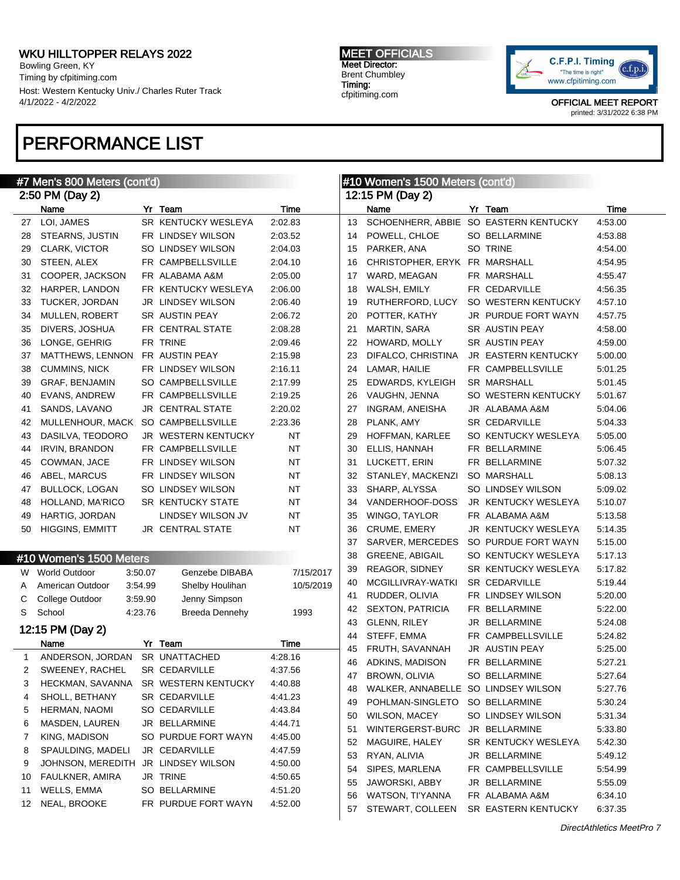# WKU HILLTOPPER RELAYS 2022

Bowling Green, KY
Timing by cfpitiming.com
Host: Western Kentucky Univ./ Charles Ruter Track
4/1/2022 - 4/2/2022

**MEET OFFICIALS**
Meet Director:
Brent Chumbley
Timing:
cfpitiming.com

OFFICIAL MEET REPORT
printed: 3/31/2022 6:38 PM

# PERFORMANCE LIST

## #7 Men's 800 Meters (cont'd)

### 2:50 PM (Day 2)

| | Name | Yr | Team | Time |
|---|---|---|---|---|
| 27 | LOI, JAMES | SR | KENTUCKY WESLEYA | 2:02.83 |
| 28 | STEARNS, JUSTIN | FR | LINDSEY WILSON | 2:03.52 |
| 29 | CLARK, VICTOR | SO | LINDSEY WILSON | 2:04.03 |
| 30 | STEEN, ALEX | FR | CAMPBELLSVILLE | 2:04.10 |
| 31 | COOPER, JACKSON | FR | ALABAMA A&M | 2:05.00 |
| 32 | HARPER, LANDON | FR | KENTUCKY WESLEYA | 2:06.00 |
| 33 | TUCKER, JORDAN | JR | LINDSEY WILSON | 2:06.40 |
| 34 | MULLEN, ROBERT | SR | AUSTIN PEAY | 2:06.72 |
| 35 | DIVERS, JOSHUA | FR | CENTRAL STATE | 2:08.28 |
| 36 | LONGE, GEHRIG | FR | TRINE | 2:09.46 |
| 37 | MATTHEWS, LENNON | FR | AUSTIN PEAY | 2:15.98 |
| 38 | CUMMINS, NICK | FR | LINDSEY WILSON | 2:16.11 |
| 39 | GRAF, BENJAMIN | SO | CAMPBELLSVILLE | 2:17.99 |
| 40 | EVANS, ANDREW | FR | CAMPBELLSVILLE | 2:19.25 |
| 41 | SANDS, LAVANO | JR | CENTRAL STATE | 2:20.02 |
| 42 | MULLENHOUR, MACK | SO | CAMPBELLSVILLE | 2:23.36 |
| 43 | DASILVA, TEODORO | JR | WESTERN KENTUCKY | NT |
| 44 | IRVIN, BRANDON | FR | CAMPBELLSVILLE | NT |
| 45 | COWMAN, JACE | FR | LINDSEY WILSON | NT |
| 46 | ABEL, MARCUS | FR | LINDSEY WILSON | NT |
| 47 | BULLOCK, LOGAN | SO | LINDSEY WILSON | NT |
| 48 | HOLLAND, MA'RICO | SR | KENTUCKY STATE | NT |
| 49 | HARTIG, JORDAN | | LINDSEY WILSON JV | NT |
| 50 | HIGGINS, EMMITT | JR | CENTRAL STATE | NT |

## #10 Women's 1500 Meters

| | | | | |
|---|---|---|---|---|
| W | World Outdoor | 3:50.07 | Genzebe DIBABA | 7/15/2017 |
| A | American Outdoor | 3:54.99 | Shelby Houlihan | 10/5/2019 |
| C | College Outdoor | 3:59.90 | Jenny Simpson | |
| S | School | 4:23.76 | Breeda Dennehy | 1993 |

### 12:15 PM (Day 2)

| | Name | Yr | Team | Time |
|---|---|---|---|---|
| 1 | ANDERSON, JORDAN | SR | UNATTACHED | 4:28.16 |
| 2 | SWEENEY, RACHEL | SR | CEDARVILLE | 4:37.56 |
| 3 | HECKMAN, SAVANNA | SR | WESTERN KENTUCKY | 4:40.88 |
| 4 | SHOLL, BETHANY | SR | CEDARVILLE | 4:41.23 |
| 5 | HERMAN, NAOMI | SO | CEDARVILLE | 4:43.84 |
| 6 | MASDEN, LAUREN | JR | BELLARMINE | 4:44.71 |
| 7 | KING, MADISON | SO | PURDUE FORT WAYN | 4:45.00 |
| 8 | SPAULDING, MADELI | JR | CEDARVILLE | 4:47.59 |
| 9 | JOHNSON, MEREDITH | JR | LINDSEY WILSON | 4:50.00 |
| 10 | FAULKNER, AMIRA | JR | TRINE | 4:50.65 |
| 11 | WELLS, EMMA | SO | BELLARMINE | 4:51.20 |
| 12 | NEAL, BROOKE | FR | PURDUE FORT WAYN | 4:52.00 |
| 13 | SCHOENHERR, ABBIE | SO | EASTERN KENTUCKY | 4:53.00 |
| 14 | POWELL, CHLOE | SO | BELLARMINE | 4:53.88 |
| 15 | PARKER, ANA | SO | TRINE | 4:54.00 |
| 16 | CHRISTOPHER, ERYK | FR | MARSHALL | 4:54.95 |
| 17 | WARD, MEAGAN | FR | MARSHALL | 4:55.47 |
| 18 | WALSH, EMILY | FR | CEDARVILLE | 4:56.35 |
| 19 | RUTHERFORD, LUCY | SO | WESTERN KENTUCKY | 4:57.10 |
| 20 | POTTER, KATHY | JR | PURDUE FORT WAYN | 4:57.75 |
| 21 | MARTIN, SARA | SR | AUSTIN PEAY | 4:58.00 |
| 22 | HOWARD, MOLLY | SR | AUSTIN PEAY | 4:59.00 |
| 23 | DIFALCO, CHRISTINA | JR | EASTERN KENTUCKY | 5:00.00 |
| 24 | LAMAR, HAILIE | FR | CAMPBELLSVILLE | 5:01.25 |
| 25 | EDWARDS, KYLEIGH | SR | MARSHALL | 5:01.45 |
| 26 | VAUGHN, JENNA | SO | WESTERN KENTUCKY | 5:01.67 |
| 27 | INGRAM, ANEISHA | JR | ALABAMA A&M | 5:04.06 |
| 28 | PLANK, AMY | SR | CEDARVILLE | 5:04.33 |
| 29 | HOFFMAN, KARLEE | SO | KENTUCKY WESLEYA | 5:05.00 |
| 30 | ELLIS, HANNAH | FR | BELLARMINE | 5:06.45 |
| 31 | LUCKETT, ERIN | FR | BELLARMINE | 5:07.32 |
| 32 | STANLEY, MACKENZI | SO | MARSHALL | 5:08.13 |
| 33 | SHARP, ALYSSA | SO | LINDSEY WILSON | 5:09.02 |
| 34 | VANDERHOOF-DOSS | JR | KENTUCKY WESLEYA | 5:10.07 |
| 35 | WINGO, TAYLOR | FR | ALABAMA A&M | 5:13.58 |
| 36 | CRUME, EMERY | JR | KENTUCKY WESLEYA | 5:14.35 |
| 37 | SARVER, MERCEDES | SO | PURDUE FORT WAYN | 5:15.00 |
| 38 | GREENE, ABIGAIL | SO | KENTUCKY WESLEYA | 5:17.13 |
| 39 | REAGOR, SIDNEY | SR | KENTUCKY WESLEYA | 5:17.82 |
| 40 | MCGILLIVRAY-WATKI | SR | CEDARVILLE | 5:19.44 |
| 41 | RUDDER, OLIVIA | FR | LINDSEY WILSON | 5:20.00 |
| 42 | SEXTON, PATRICIA | FR | BELLARMINE | 5:22.00 |
| 43 | GLENN, RILEY | JR | BELLARMINE | 5:24.08 |
| 44 | STEFF, EMMA | FR | CAMPBELLSVILLE | 5:24.82 |
| 45 | FRUTH, SAVANNAH | JR | AUSTIN PEAY | 5:25.00 |
| 46 | ADKINS, MADISON | FR | BELLARMINE | 5:27.21 |
| 47 | BROWN, OLIVIA | SO | BELLARMINE | 5:27.64 |
| 48 | WALKER, ANNABELLE | SO | LINDSEY WILSON | 5:27.76 |
| 49 | POHLMAN-SINGLETO | SO | BELLARMINE | 5:30.24 |
| 50 | WILSON, MACEY | SO | LINDSEY WILSON | 5:31.34 |
| 51 | WINTERGERST-BURC | JR | BELLARMINE | 5:33.80 |
| 52 | MAGUIRE, HALEY | SR | KENTUCKY WESLEYA | 5:42.30 |
| 53 | RYAN, ALIVIA | JR | BELLARMINE | 5:49.12 |
| 54 | SIPES, MARLENA | FR | CAMPBELLSVILLE | 5:54.99 |
| 55 | JAWORSKI, ABBY | JR | BELLARMINE | 5:55.09 |
| 56 | WATSON, TI'YANNA | FR | ALABAMA A&M | 6:34.10 |
| 57 | STEWART, COLLEEN | SR | EASTERN KENTUCKY | 6:37.35 |

*DirectAthletics MeetPro 7*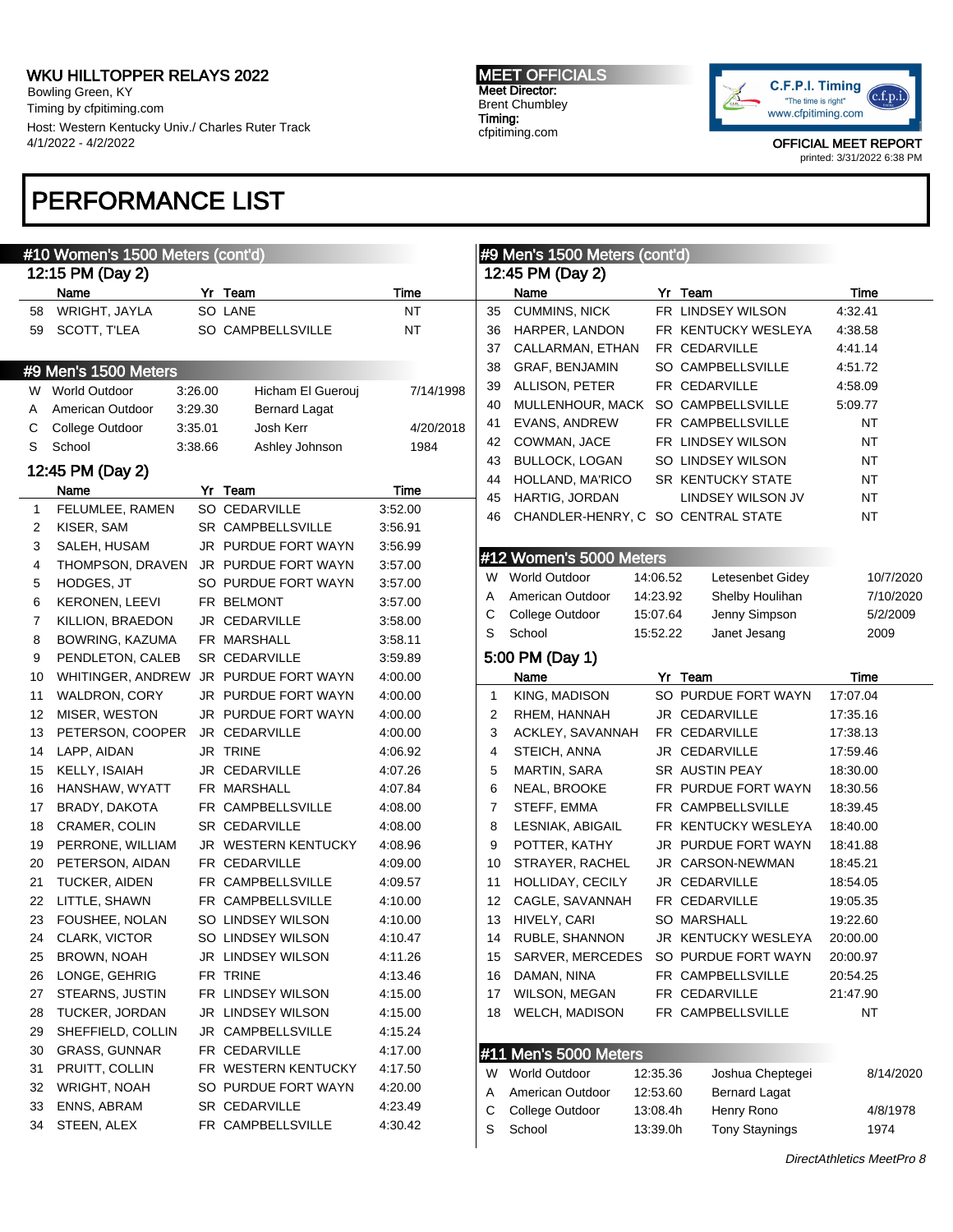# PERFORMANCE LIST

## #10 Women's 1500 Meters (cont'd)

### 12:15 PM (Day 2)

| | Name | Yr | Team | Time |
|---|---|---|---|---|
| 58 | WRIGHT, JAYLA | SO | LANE | NT |
| 59 | SCOTT, T'LEA | SO | CAMPBELLSVILLE | NT |

## #9 Men's 1500 Meters

| | Record | Time | Name | Date |
|---|---|---|---|---|
| W | World Outdoor | 3:26.00 | Hicham El Guerouj | 7/14/1998 |
| A | American Outdoor | 3:29.30 | Bernard Lagat | |
| C | College Outdoor | 3:35.01 | Josh Kerr | 4/20/2018 |
| S | School | 3:38.66 | Ashley Johnson | 1984 |

### 12:45 PM (Day 2)

| | Name | Yr | Team | Time |
|---|---|---|---|---|
| 1 | FELUMLEE, RAMEN | SO | CEDARVILLE | 3:52.00 |
| 2 | KISER, SAM | SR | CAMPBELLSVILLE | 3:56.91 |
| 3 | SALEH, HUSAM | JR | PURDUE FORT WAYN | 3:56.99 |
| 4 | THOMPSON, DRAVEN | JR | PURDUE FORT WAYN | 3:57.00 |
| 5 | HODGES, JT | SO | PURDUE FORT WAYN | 3:57.00 |
| 6 | KERONEN, LEEVI | FR | BELMONT | 3:57.00 |
| 7 | KILLION, BRAEDON | JR | CEDARVILLE | 3:58.00 |
| 8 | BOWRING, KAZUMA | FR | MARSHALL | 3:58.11 |
| 9 | PENDLETON, CALEB | SR | CEDARVILLE | 3:59.89 |
| 10 | WHITINGER, ANDREW | JR | PURDUE FORT WAYN | 4:00.00 |
| 11 | WALDRON, CORY | JR | PURDUE FORT WAYN | 4:00.00 |
| 12 | MISER, WESTON | JR | PURDUE FORT WAYN | 4:00.00 |
| 13 | PETERSON, COOPER | JR | CEDARVILLE | 4:00.00 |
| 14 | LAPP, AIDAN | JR | TRINE | 4:06.92 |
| 15 | KELLY, ISAIAH | JR | CEDARVILLE | 4:07.26 |
| 16 | HANSHAW, WYATT | FR | MARSHALL | 4:07.84 |
| 17 | BRADY, DAKOTA | FR | CAMPBELLSVILLE | 4:08.00 |
| 18 | CRAMER, COLIN | SR | CEDARVILLE | 4:08.00 |
| 19 | PERRONE, WILLIAM | JR | WESTERN KENTUCKY | 4:08.96 |
| 20 | PETERSON, AIDAN | FR | CEDARVILLE | 4:09.00 |
| 21 | TUCKER, AIDEN | FR | CAMPBELLSVILLE | 4:09.57 |
| 22 | LITTLE, SHAWN | FR | CAMPBELLSVILLE | 4:10.00 |
| 23 | FOUSHEE, NOLAN | SO | LINDSEY WILSON | 4:10.00 |
| 24 | CLARK, VICTOR | SO | LINDSEY WILSON | 4:10.47 |
| 25 | BROWN, NOAH | JR | LINDSEY WILSON | 4:11.26 |
| 26 | LONGE, GEHRIG | FR | TRINE | 4:13.46 |
| 27 | STEARNS, JUSTIN | FR | LINDSEY WILSON | 4:15.00 |
| 28 | TUCKER, JORDAN | JR | LINDSEY WILSON | 4:15.00 |
| 29 | SHEFFIELD, COLLIN | JR | CAMPBELLSVILLE | 4:15.24 |
| 30 | GRASS, GUNNAR | FR | CEDARVILLE | 4:17.00 |
| 31 | PRUITT, COLLIN | FR | WESTERN KENTUCKY | 4:17.50 |
| 32 | WRIGHT, NOAH | SO | PURDUE FORT WAYN | 4:20.00 |
| 33 | ENNS, ABRAM | SR | CEDARVILLE | 4:23.49 |
| 34 | STEEN, ALEX | FR | CAMPBELLSVILLE | 4:30.42 |
| 35 | CUMMINS, NICK | FR | LINDSEY WILSON | 4:32.41 |
| 36 | HARPER, LANDON | FR | KENTUCKY WESLEYA | 4:38.58 |
| 37 | CALLARMAN, ETHAN | FR | CEDARVILLE | 4:41.14 |
| 38 | GRAF, BENJAMIN | SO | CAMPBELLSVILLE | 4:51.72 |
| 39 | ALLISON, PETER | FR | CEDARVILLE | 4:58.09 |
| 40 | MULLENHOUR, MACK | SO | CAMPBELLSVILLE | 5:09.77 |
| 41 | EVANS, ANDREW | FR | CAMPBELLSVILLE | NT |
| 42 | COWMAN, JACE | FR | LINDSEY WILSON | NT |
| 43 | BULLOCK, LOGAN | SO | LINDSEY WILSON | NT |
| 44 | HOLLAND, MA'RICO | SR | KENTUCKY STATE | NT |
| 45 | HARTIG, JORDAN | | LINDSEY WILSON JV | NT |
| 46 | CHANDLER-HENRY, C | SO | CENTRAL STATE | NT |

## #12 Women's 5000 Meters

| | Record | Time | Name | Date |
|---|---|---|---|---|
| W | World Outdoor | 14:06.52 | Letesenbet Gidey | 10/7/2020 |
| A | American Outdoor | 14:23.92 | Shelby Houlihan | 7/10/2020 |
| C | College Outdoor | 15:07.64 | Jenny Simpson | 5/2/2009 |
| S | School | 15:52.22 | Janet Jesang | 2009 |

### 5:00 PM (Day 1)

| | Name | Yr | Team | Time |
|---|---|---|---|---|
| 1 | KING, MADISON | SO | PURDUE FORT WAYN | 17:07.04 |
| 2 | RHEM, HANNAH | JR | CEDARVILLE | 17:35.16 |
| 3 | ACKLEY, SAVANNAH | FR | CEDARVILLE | 17:38.13 |
| 4 | STEICH, ANNA | JR | CEDARVILLE | 17:59.46 |
| 5 | MARTIN, SARA | SR | AUSTIN PEAY | 18:30.00 |
| 6 | NEAL, BROOKE | FR | PURDUE FORT WAYN | 18:30.56 |
| 7 | STEFF, EMMA | FR | CAMPBELLSVILLE | 18:39.45 |
| 8 | LESNIAK, ABIGAIL | FR | KENTUCKY WESLEYA | 18:40.00 |
| 9 | POTTER, KATHY | JR | PURDUE FORT WAYN | 18:41.88 |
| 10 | STRAYER, RACHEL | JR | CARSON-NEWMAN | 18:45.21 |
| 11 | HOLLIDAY, CECILY | JR | CEDARVILLE | 18:54.05 |
| 12 | CAGLE, SAVANNAH | FR | CEDARVILLE | 19:05.35 |
| 13 | HIVELY, CARI | SO | MARSHALL | 19:22.60 |
| 14 | RUBLE, SHANNON | JR | KENTUCKY WESLEYA | 20:00.00 |
| 15 | SARVER, MERCEDES | SO | PURDUE FORT WAYN | 20:00.97 |
| 16 | DAMAN, NINA | FR | CAMPBELLSVILLE | 20:54.25 |
| 17 | WILSON, MEGAN | FR | CEDARVILLE | 21:47.90 |
| 18 | WELCH, MADISON | FR | CAMPBELLSVILLE | NT |

## #11 Men's 5000 Meters

| | Record | Time | Name | Date |
|---|---|---|---|---|
| W | World Outdoor | 12:35.36 | Joshua Cheptegei | 8/14/2020 |
| A | American Outdoor | 12:53.60 | Bernard Lagat | |
| C | College Outdoor | 13:08.4h | Henry Rono | 4/8/1978 |
| S | School | 13:39.0h | Tony Staynings | 1974 |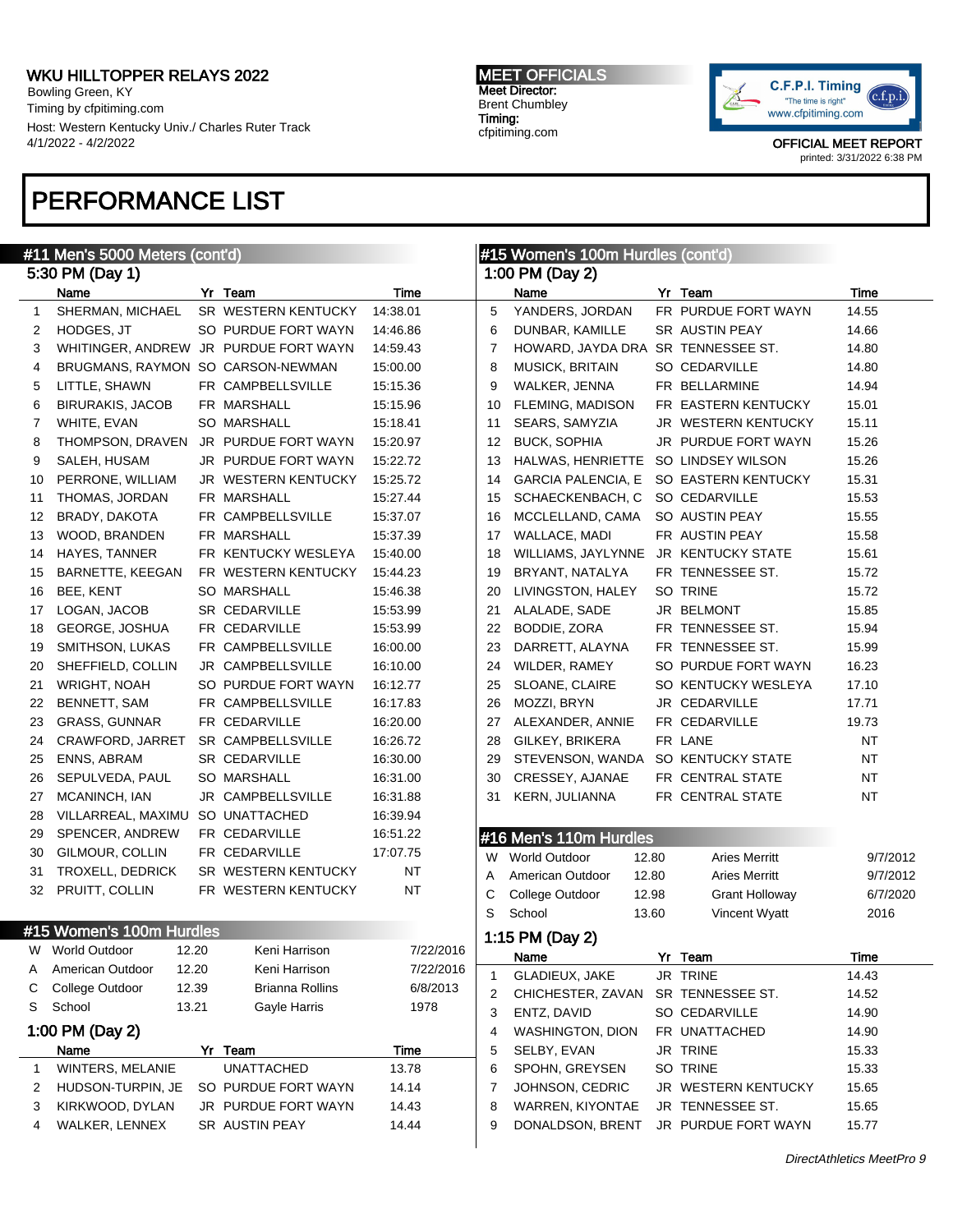## PERFORMANCE LIST

### #11 Men's 5000 Meters (cont'd)

5:30 PM (Day 1)

| | Name | Yr | Team | Time |
|---|---|---|---|---|
| 1 | SHERMAN, MICHAEL | SR | WESTERN KENTUCKY | 14:38.01 |
| 2 | HODGES, JT | SO | PURDUE FORT WAYN | 14:46.86 |
| 3 | WHITINGER, ANDREW | JR | PURDUE FORT WAYN | 14:59.43 |
| 4 | BRUGMANS, RAYMON | SO | CARSON-NEWMAN | 15:00.00 |
| 5 | LITTLE, SHAWN | FR | CAMPBELLSVILLE | 15:15.36 |
| 6 | BIRURAKIS, JACOB | FR | MARSHALL | 15:15.96 |
| 7 | WHITE, EVAN | SO | MARSHALL | 15:18.41 |
| 8 | THOMPSON, DRAVEN | JR | PURDUE FORT WAYN | 15:20.97 |
| 9 | SALEH, HUSAM | JR | PURDUE FORT WAYN | 15:22.72 |
| 10 | PERRONE, WILLIAM | JR | WESTERN KENTUCKY | 15:25.72 |
| 11 | THOMAS, JORDAN | FR | MARSHALL | 15:27.44 |
| 12 | BRADY, DAKOTA | FR | CAMPBELLSVILLE | 15:37.07 |
| 13 | WOOD, BRANDEN | FR | MARSHALL | 15:37.39 |
| 14 | HAYES, TANNER | FR | KENTUCKY WESLEYA | 15:40.00 |
| 15 | BARNETTE, KEEGAN | FR | WESTERN KENTUCKY | 15:44.23 |
| 16 | BEE, KENT | SO | MARSHALL | 15:46.38 |
| 17 | LOGAN, JACOB | SR | CEDARVILLE | 15:53.99 |
| 18 | GEORGE, JOSHUA | FR | CEDARVILLE | 15:53.99 |
| 19 | SMITHSON, LUKAS | FR | CAMPBELLSVILLE | 16:00.00 |
| 20 | SHEFFIELD, COLLIN | JR | CAMPBELLSVILLE | 16:10.00 |
| 21 | WRIGHT, NOAH | SO | PURDUE FORT WAYN | 16:12.77 |
| 22 | BENNETT, SAM | FR | CAMPBELLSVILLE | 16:17.83 |
| 23 | GRASS, GUNNAR | FR | CEDARVILLE | 16:20.00 |
| 24 | CRAWFORD, JARRET | SR | CAMPBELLSVILLE | 16:26.72 |
| 25 | ENNS, ABRAM | SR | CEDARVILLE | 16:30.00 |
| 26 | SEPULVEDA, PAUL | SO | MARSHALL | 16:31.00 |
| 27 | MCANINCH, IAN | JR | CAMPBELLSVILLE | 16:31.88 |
| 28 | VILLARREAL, MAXIMU | SO | UNATTACHED | 16:39.94 |
| 29 | SPENCER, ANDREW | FR | CEDARVILLE | 16:51.22 |
| 30 | GILMOUR, COLLIN | FR | CEDARVILLE | 17:07.75 |
| 31 | TROXELL, DEDRICK | SR | WESTERN KENTUCKY | NT |
| 32 | PRUITT, COLLIN | FR | WESTERN KENTUCKY | NT |

### #15 Women's 100m Hurdles

| | Record | Mark | Holder | Date |
|---|---|---|---|---|
| W | World Outdoor | 12.20 | Keni Harrison | 7/22/2016 |
| A | American Outdoor | 12.20 | Keni Harrison | 7/22/2016 |
| C | College Outdoor | 12.39 | Brianna Rollins | 6/8/2013 |
| S | School | 13.21 | Gayle Harris | 1978 |

1:00 PM (Day 2)

| | Name | Yr | Team | Time |
|---|---|---|---|---|
| 1 | WINTERS, MELANIE | | UNATTACHED | 13.78 |
| 2 | HUDSON-TURPIN, JE | SO | PURDUE FORT WAYN | 14.14 |
| 3 | KIRKWOOD, DYLAN | JR | PURDUE FORT WAYN | 14.43 |
| 4 | WALKER, LENNEX | SR | AUSTIN PEAY | 14.44 |
| 5 | YANDERS, JORDAN | FR | PURDUE FORT WAYN | 14.55 |
| 6 | DUNBAR, KAMILLE | SR | AUSTIN PEAY | 14.66 |
| 7 | HOWARD, JAYDA DRA | SR | TENNESSEE ST. | 14.80 |
| 8 | MUSICK, BRITAIN | SO | CEDARVILLE | 14.80 |
| 9 | WALKER, JENNA | FR | BELLARMINE | 14.94 |
| 10 | FLEMING, MADISON | FR | EASTERN KENTUCKY | 15.01 |
| 11 | SEARS, SAMYZIA | JR | WESTERN KENTUCKY | 15.11 |
| 12 | BUCK, SOPHIA | JR | PURDUE FORT WAYN | 15.26 |
| 13 | HALWAS, HENRIETTE | SO | LINDSEY WILSON | 15.26 |
| 14 | GARCIA PALENCIA, E | SO | EASTERN KENTUCKY | 15.31 |
| 15 | SCHAECKENBACH, C | SO | CEDARVILLE | 15.53 |
| 16 | MCCLELLAND, CAMA | SO | AUSTIN PEAY | 15.55 |
| 17 | WALLACE, MADI | FR | AUSTIN PEAY | 15.58 |
| 18 | WILLIAMS, JAYLYNNE | JR | KENTUCKY STATE | 15.61 |
| 19 | BRYANT, NATALYA | FR | TENNESSEE ST. | 15.72 |
| 20 | LIVINGSTON, HALEY | SO | TRINE | 15.72 |
| 21 | ALALADE, SADE | JR | BELMONT | 15.85 |
| 22 | BODDIE, ZORA | FR | TENNESSEE ST. | 15.94 |
| 23 | DARRETT, ALAYNA | FR | TENNESSEE ST. | 15.99 |
| 24 | WILDER, RAMEY | SO | PURDUE FORT WAYN | 16.23 |
| 25 | SLOANE, CLAIRE | SO | KENTUCKY WESLEYA | 17.10 |
| 26 | MOZZI, BRYN | JR | CEDARVILLE | 17.71 |
| 27 | ALEXANDER, ANNIE | FR | CEDARVILLE | 19.73 |
| 28 | GILKEY, BRIKERA | FR | LANE | NT |
| 29 | STEVENSON, WANDA | SO | KENTUCKY STATE | NT |
| 30 | CRESSEY, AJANAE | FR | CENTRAL STATE | NT |
| 31 | KERN, JULIANNA | FR | CENTRAL STATE | NT |

### #16 Men's 110m Hurdles

| | Record | Mark | Holder | Date |
|---|---|---|---|---|
| W | World Outdoor | 12.80 | Aries Merritt | 9/7/2012 |
| A | American Outdoor | 12.80 | Aries Merritt | 9/7/2012 |
| C | College Outdoor | 12.98 | Grant Holloway | 6/7/2020 |
| S | School | 13.60 | Vincent Wyatt | 2016 |

1:15 PM (Day 2)

| | Name | Yr | Team | Time |
|---|---|---|---|---|
| 1 | GLADIEUX, JAKE | JR | TRINE | 14.43 |
| 2 | CHICHESTER, ZAVAN | SR | TENNESSEE ST. | 14.52 |
| 3 | ENTZ, DAVID | SO | CEDARVILLE | 14.90 |
| 4 | WASHINGTON, DION | FR | UNATTACHED | 14.90 |
| 5 | SELBY, EVAN | JR | TRINE | 15.33 |
| 6 | SPOHN, GREYSEN | SO | TRINE | 15.33 |
| 7 | JOHNSON, CEDRIC | JR | WESTERN KENTUCKY | 15.65 |
| 8 | WARREN, KIYONTAE | JR | TENNESSEE ST. | 15.65 |
| 9 | DONALDSON, BRENT | JR | PURDUE FORT WAYN | 15.77 |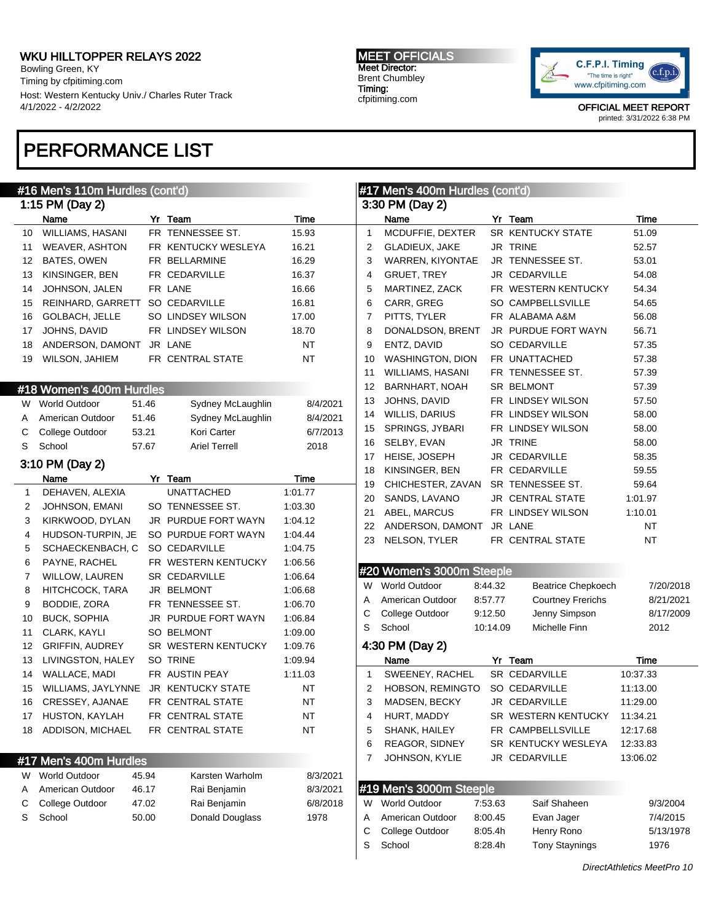# PERFORMANCE LIST

## #16 Men's 110m Hurdles (cont'd)

### 1:15 PM (Day 2)

| | Name | Yr | Team | Time |
|---|---|---|---|---|
| 10 | WILLIAMS, HASANI | FR | TENNESSEE ST. | 15.93 |
| 11 | WEAVER, ASHTON | FR | KENTUCKY WESLEYA | 16.21 |
| 12 | BATES, OWEN | FR | BELLARMINE | 16.29 |
| 13 | KINSINGER, BEN | FR | CEDARVILLE | 16.37 |
| 14 | JOHNSON, JALEN | FR | LANE | 16.66 |
| 15 | REINHARD, GARRETT | SO | CEDARVILLE | 16.81 |
| 16 | GOLBACH, JELLE | SO | LINDSEY WILSON | 17.00 |
| 17 | JOHNS, DAVID | FR | LINDSEY WILSON | 18.70 |
| 18 | ANDERSON, DAMONT | JR | LANE | NT |
| 19 | WILSON, JAHIEM | FR | CENTRAL STATE | NT |

## #18 Women's 400m Hurdles

| | | | | |
|---|---|---|---|---|
| W | World Outdoor | 51.46 | Sydney McLaughlin | 8/4/2021 |
| A | American Outdoor | 51.46 | Sydney McLaughlin | 8/4/2021 |
| C | College Outdoor | 53.21 | Kori Carter | 6/7/2013 |
| S | School | 57.67 | Ariel Terrell | 2018 |

### 3:10 PM (Day 2)

| | Name | Yr | Team | Time |
|---|---|---|---|---|
| 1 | DEHAVEN, ALEXIA | | UNATTACHED | 1:01.77 |
| 2 | JOHNSON, EMANI | SO | TENNESSEE ST. | 1:03.30 |
| 3 | KIRKWOOD, DYLAN | JR | PURDUE FORT WAYN | 1:04.12 |
| 4 | HUDSON-TURPIN, JE | SO | PURDUE FORT WAYN | 1:04.44 |
| 5 | SCHAECKENBACH, C | SO | CEDARVILLE | 1:04.75 |
| 6 | PAYNE, RACHEL | FR | WESTERN KENTUCKY | 1:06.56 |
| 7 | WILLOW, LAUREN | SR | CEDARVILLE | 1:06.64 |
| 8 | HITCHCOCK, TARA | JR | BELMONT | 1:06.68 |
| 9 | BODDIE, ZORA | FR | TENNESSEE ST. | 1:06.70 |
| 10 | BUCK, SOPHIA | JR | PURDUE FORT WAYN | 1:06.84 |
| 11 | CLARK, KAYLI | SO | BELMONT | 1:09.00 |
| 12 | GRIFFIN, AUDREY | SR | WESTERN KENTUCKY | 1:09.76 |
| 13 | LIVINGSTON, HALEY | SO | TRINE | 1:09.94 |
| 14 | WALLACE, MADI | FR | AUSTIN PEAY | 1:11.03 |
| 15 | WILLIAMS, JAYLYNNE | JR | KENTUCKY STATE | NT |
| 16 | CRESSEY, AJANAE | FR | CENTRAL STATE | NT |
| 17 | HUSTON, KAYLAH | FR | CENTRAL STATE | NT |
| 18 | ADDISON, MICHAEL | FR | CENTRAL STATE | NT |

## #17 Men's 400m Hurdles

| | | | | |
|---|---|---|---|---|
| W | World Outdoor | 45.94 | Karsten Warholm | 8/3/2021 |
| A | American Outdoor | 46.17 | Rai Benjamin | 8/3/2021 |
| C | College Outdoor | 47.02 | Rai Benjamin | 6/8/2018 |
| S | School | 50.00 | Donald Douglass | 1978 |

## #17 Men's 400m Hurdles (cont'd)

### 3:30 PM (Day 2)

| | Name | Yr | Team | Time |
|---|---|---|---|---|
| 1 | MCDUFFIE, DEXTER | SR | KENTUCKY STATE | 51.09 |
| 2 | GLADIEUX, JAKE | JR | TRINE | 52.57 |
| 3 | WARREN, KIYONTAE | JR | TENNESSEE ST. | 53.01 |
| 4 | GRUET, TREY | JR | CEDARVILLE | 54.08 |
| 5 | MARTINEZ, ZACK | FR | WESTERN KENTUCKY | 54.34 |
| 6 | CARR, GREG | SO | CAMPBELLSVILLE | 54.65 |
| 7 | PITTS, TYLER | FR | ALABAMA A&M | 56.08 |
| 8 | DONALDSON, BRENT | JR | PURDUE FORT WAYN | 56.71 |
| 9 | ENTZ, DAVID | SO | CEDARVILLE | 57.35 |
| 10 | WASHINGTON, DION | FR | UNATTACHED | 57.38 |
| 11 | WILLIAMS, HASANI | FR | TENNESSEE ST. | 57.39 |
| 12 | BARNHART, NOAH | SR | BELMONT | 57.39 |
| 13 | JOHNS, DAVID | FR | LINDSEY WILSON | 57.50 |
| 14 | WILLIS, DARIUS | FR | LINDSEY WILSON | 58.00 |
| 15 | SPRINGS, JYBARI | FR | LINDSEY WILSON | 58.00 |
| 16 | SELBY, EVAN | JR | TRINE | 58.00 |
| 17 | HEISE, JOSEPH | JR | CEDARVILLE | 58.35 |
| 18 | KINSINGER, BEN | FR | CEDARVILLE | 59.55 |
| 19 | CHICHESTER, ZAVAN | SR | TENNESSEE ST. | 59.64 |
| 20 | SANDS, LAVANO | JR | CENTRAL STATE | 1:01.97 |
| 21 | ABEL, MARCUS | FR | LINDSEY WILSON | 1:10.01 |
| 22 | ANDERSON, DAMONT | JR | LANE | NT |
| 23 | NELSON, TYLER | FR | CENTRAL STATE | NT |

## #20 Women's 3000m Steeple

| | | | | |
|---|---|---|---|---|
| W | World Outdoor | 8:44.32 | Beatrice Chepkoech | 7/20/2018 |
| A | American Outdoor | 8:57.77 | Courtney Frerichs | 8/21/2021 |
| C | College Outdoor | 9:12.50 | Jenny Simpson | 8/17/2009 |
| S | School | 10:14.09 | Michelle Finn | 2012 |

### 4:30 PM (Day 2)

| | Name | Yr | Team | Time |
|---|---|---|---|---|
| 1 | SWEENEY, RACHEL | SR | CEDARVILLE | 10:37.33 |
| 2 | HOBSON, REMINGTO | SO | CEDARVILLE | 11:13.00 |
| 3 | MADSEN, BECKY | JR | CEDARVILLE | 11:29.00 |
| 4 | HURT, MADDY | SR | WESTERN KENTUCKY | 11:34.21 |
| 5 | SHANK, HAILEY | FR | CAMPBELLSVILLE | 12:17.68 |
| 6 | REAGOR, SIDNEY | SR | KENTUCKY WESLEYA | 12:33.83 |
| 7 | JOHNSON, KYLIE | JR | CEDARVILLE | 13:06.02 |

## #19 Men's 3000m Steeple

| | | | | |
|---|---|---|---|---|
| W | World Outdoor | 7:53.63 | Saif Shaheen | 9/3/2004 |
| A | American Outdoor | 8:00.45 | Evan Jager | 7/4/2015 |
| C | College Outdoor | 8:05.4h | Henry Rono | 5/13/1978 |
| S | School | 8:28.4h | Tony Staynings | 1976 |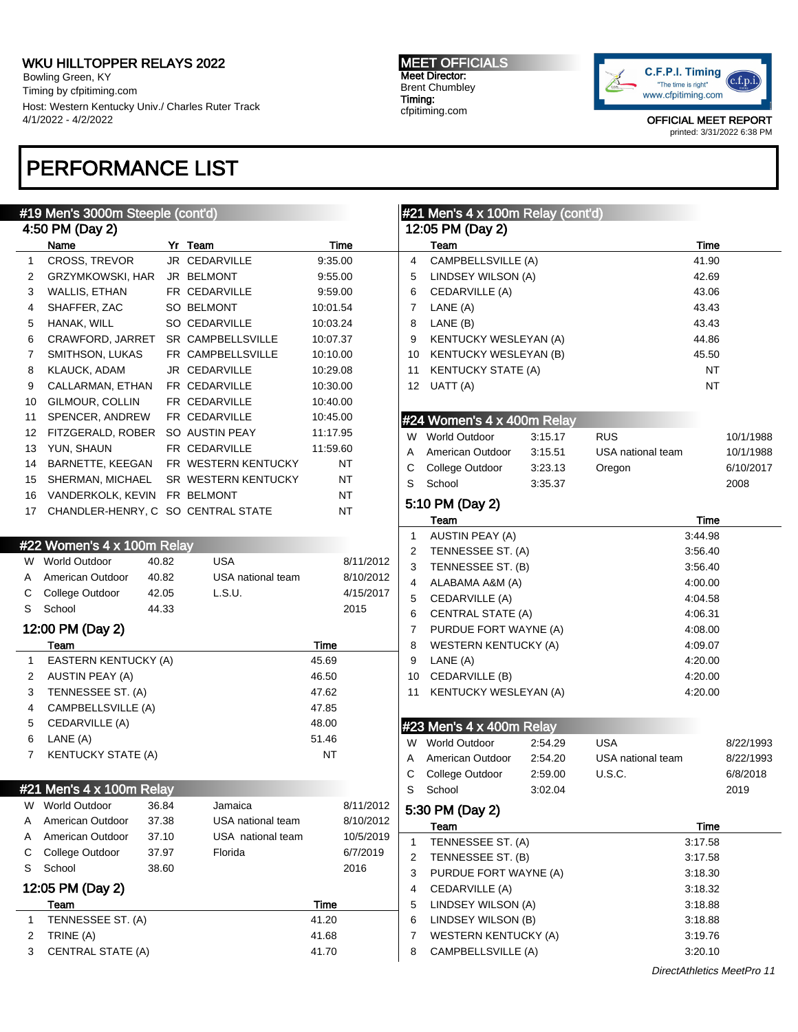# PERFORMANCE LIST

## #19 Men's 3000m Steeple (cont'd)

### 4:50 PM (Day 2)

| | Name | Yr | Team | Time |
|---|---|---|---|---|
| 1 | CROSS, TREVOR | JR | CEDARVILLE | 9:35.00 |
| 2 | GRZYMKOWSKI, HAR | JR | BELMONT | 9:55.00 |
| 3 | WALLIS, ETHAN | FR | CEDARVILLE | 9:59.00 |
| 4 | SHAFFER, ZAC | SO | BELMONT | 10:01.54 |
| 5 | HANAK, WILL | SO | CEDARVILLE | 10:03.24 |
| 6 | CRAWFORD, JARRET | SR | CAMPBELLSVILLE | 10:07.37 |
| 7 | SMITHSON, LUKAS | FR | CAMPBELLSVILLE | 10:10.00 |
| 8 | KLAUCK, ADAM | JR | CEDARVILLE | 10:29.08 |
| 9 | CALLARMAN, ETHAN | FR | CEDARVILLE | 10:30.00 |
| 10 | GILMOUR, COLLIN | FR | CEDARVILLE | 10:40.00 |
| 11 | SPENCER, ANDREW | FR | CEDARVILLE | 10:45.00 |
| 12 | FITZGERALD, ROBER | SO | AUSTIN PEAY | 11:17.95 |
| 13 | YUN, SHAUN | FR | CEDARVILLE | 11:59.60 |
| 14 | BARNETTE, KEEGAN | FR | WESTERN KENTUCKY | NT |
| 15 | SHERMAN, MICHAEL | SR | WESTERN KENTUCKY | NT |
| 16 | VANDERKOLK, KEVIN | FR | BELMONT | NT |
| 17 | CHANDLER-HENRY, C | SO | CENTRAL STATE | NT |

## #22 Women's 4 x 100m Relay

| | | | | |
|---|---|---|---|---|
| W | World Outdoor | 40.82 | USA | 8/11/2012 |
| A | American Outdoor | 40.82 | USA national team | 8/10/2012 |
| C | College Outdoor | 42.05 | L.S.U. | 4/15/2017 |
| S | School | 44.33 | | 2015 |

### 12:00 PM (Day 2)

| | Team | Time |
|---|---|---|
| 1 | EASTERN KENTUCKY (A) | 45.69 |
| 2 | AUSTIN PEAY (A) | 46.50 |
| 3 | TENNESSEE ST. (A) | 47.62 |
| 4 | CAMPBELLSVILLE (A) | 47.85 |
| 5 | CEDARVILLE (A) | 48.00 |
| 6 | LANE (A) | 51.46 |
| 7 | KENTUCKY STATE (A) | NT |

## #21 Men's 4 x 100m Relay

| | | | | |
|---|---|---|---|---|
| W | World Outdoor | 36.84 | Jamaica | 8/11/2012 |
| A | American Outdoor | 37.38 | USA national team | 8/10/2012 |
| A | American Outdoor | 37.10 | USA national team | 10/5/2019 |
| C | College Outdoor | 37.97 | Florida | 6/7/2019 |
| S | School | 38.60 | | 2016 |

### 12:05 PM (Day 2)

| | Team | Time |
|---|---|---|
| 1 | TENNESSEE ST. (A) | 41.20 |
| 2 | TRINE (A) | 41.68 |
| 3 | CENTRAL STATE (A) | 41.70 |

## #21 Men's 4 x 100m Relay (cont'd)

### 12:05 PM (Day 2)

| | Team | Time |
|---|---|---|
| 4 | CAMPBELLSVILLE (A) | 41.90 |
| 5 | LINDSEY WILSON (A) | 42.69 |
| 6 | CEDARVILLE (A) | 43.06 |
| 7 | LANE (A) | 43.43 |
| 8 | LANE (B) | 43.43 |
| 9 | KENTUCKY WESLEYAN (A) | 44.86 |
| 10 | KENTUCKY WESLEYAN (B) | 45.50 |
| 11 | KENTUCKY STATE (A) | NT |
| 12 | UATT (A) | NT |

## #24 Women's 4 x 400m Relay

| | | | | |
|---|---|---|---|---|
| W | World Outdoor | 3:15.17 | RUS | 10/1/1988 |
| A | American Outdoor | 3:15.51 | USA national team | 10/1/1988 |
| C | College Outdoor | 3:23.13 | Oregon | 6/10/2017 |
| S | School | 3:35.37 | | 2008 |

### 5:10 PM (Day 2)

| | Team | Time |
|---|---|---|
| 1 | AUSTIN PEAY (A) | 3:44.98 |
| 2 | TENNESSEE ST. (A) | 3:56.40 |
| 3 | TENNESSEE ST. (B) | 3:56.40 |
| 4 | ALABAMA A&M (A) | 4:00.00 |
| 5 | CEDARVILLE (A) | 4:04.58 |
| 6 | CENTRAL STATE (A) | 4:06.31 |
| 7 | PURDUE FORT WAYNE (A) | 4:08.00 |
| 8 | WESTERN KENTUCKY (A) | 4:09.07 |
| 9 | LANE (A) | 4:20.00 |
| 10 | CEDARVILLE (B) | 4:20.00 |
| 11 | KENTUCKY WESLEYAN (A) | 4:20.00 |

## #23 Men's 4 x 400m Relay

| | | | | |
|---|---|---|---|---|
| W | World Outdoor | 2:54.29 | USA | 8/22/1993 |
| A | American Outdoor | 2:54.20 | USA national team | 8/22/1993 |
| C | College Outdoor | 2:59.00 | U.S.C. | 6/8/2018 |
| S | School | 3:02.04 | | 2019 |

### 5:30 PM (Day 2)

| | Team | Time |
|---|---|---|
| 1 | TENNESSEE ST. (A) | 3:17.58 |
| 2 | TENNESSEE ST. (B) | 3:17.58 |
| 3 | PURDUE FORT WAYNE (A) | 3:18.30 |
| 4 | CEDARVILLE (A) | 3:18.32 |
| 5 | LINDSEY WILSON (A) | 3:18.88 |
| 6 | LINDSEY WILSON (B) | 3:18.88 |
| 7 | WESTERN KENTUCKY (A) | 3:19.76 |
| 8 | CAMPBELLSVILLE (A) | 3:20.10 |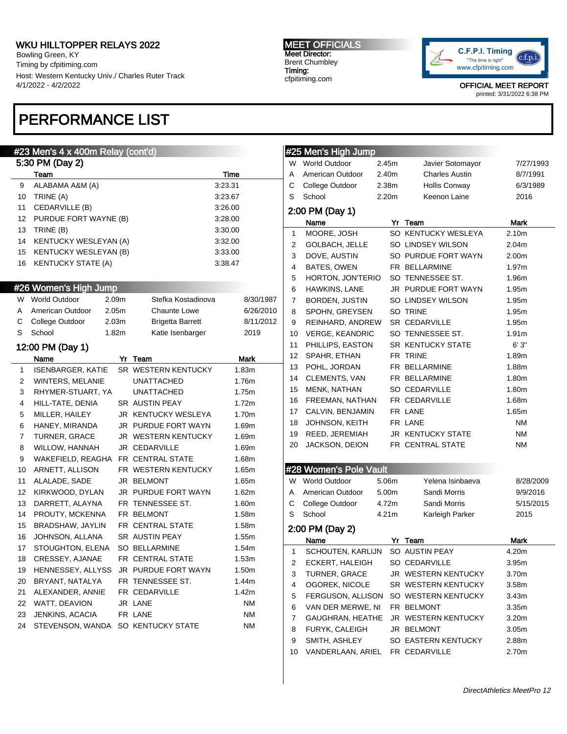# WKU HILLTOPPER RELAYS 2022

Bowling Green, KY
Timing by cfpitiming.com
Host: Western Kentucky Univ./ Charles Ruter Track
4/1/2022 - 4/2/2022

**MEET OFFICIALS**
Meet Director:
Brent Chumbley
Timing:
cfpitiming.com

OFFICIAL MEET REPORT
printed: 3/31/2022 6:38 PM

# PERFORMANCE LIST

## #23 Men's 4 x 400m Relay (cont'd)

### 5:30 PM (Day 2)

| | Team | Time |
|---|---|---|
| 9 | ALABAMA A&M (A) | 3:23.31 |
| 10 | TRINE (A) | 3:23.67 |
| 11 | CEDARVILLE (B) | 3:26.00 |
| 12 | PURDUE FORT WAYNE (B) | 3:28.00 |
| 13 | TRINE (B) | 3:30.00 |
| 14 | KENTUCKY WESLEYAN (A) | 3:32.00 |
| 15 | KENTUCKY WESLEYAN (B) | 3:33.00 |
| 16 | KENTUCKY STATE (A) | 3:38.47 |

## #26 Women's High Jump

| | | | | |
|---|---|---|---|---|
| W | World Outdoor | 2.09m | Stefka Kostadinova | 8/30/1987 |
| A | American Outdoor | 2.05m | Chaunte Lowe | 6/26/2010 |
| C | College Outdoor | 2.03m | Brigetta Barrett | 8/11/2012 |
| S | School | 1.82m | Katie Isenbarger | 2019 |

### 12:00 PM (Day 1)

| | Name | Yr | Team | Mark |
|---|---|---|---|---|
| 1 | ISENBARGER, KATIE | SR | WESTERN KENTUCKY | 1.83m |
| 2 | WINTERS, MELANIE | | UNATTACHED | 1.76m |
| 3 | RHYMER-STUART, YA | | UNATTACHED | 1.75m |
| 4 | HILL-TATE, DENIA | SR | AUSTIN PEAY | 1.72m |
| 5 | MILLER, HAILEY | JR | KENTUCKY WESLEYA | 1.70m |
| 6 | HANEY, MIRANDA | JR | PURDUE FORT WAYN | 1.69m |
| 7 | TURNER, GRACE | JR | WESTERN KENTUCKY | 1.69m |
| 8 | WILLOW, HANNAH | JR | CEDARVILLE | 1.69m |
| 9 | WAKEFIELD, REAGHA | FR | CENTRAL STATE | 1.68m |
| 10 | ARNETT, ALLISON | FR | WESTERN KENTUCKY | 1.65m |
| 11 | ALALADE, SADE | JR | BELMONT | 1.65m |
| 12 | KIRKWOOD, DYLAN | JR | PURDUE FORT WAYN | 1.62m |
| 13 | DARRETT, ALAYNA | FR | TENNESEE ST. | 1.60m |
| 14 | PROUTY, MCKENNA | FR | BELMONT | 1.58m |
| 15 | BRADSHAW, JAYLIN | FR | CENTRAL STATE | 1.58m |
| 16 | JOHNSON, ALLANA | SR | AUSTIN PEAY | 1.55m |
| 17 | STOUGHTON, ELENA | SO | BELLARMINE | 1.54m |
| 18 | CRESSEY, AJANAE | FR | CENTRAL STATE | 1.53m |
| 19 | HENNESSEY, ALLYSS | JR | PURDUE FORT WAYN | 1.50m |
| 20 | BRYANT, NATALYA | FR | TENNESSEE ST. | 1.44m |
| 21 | ALEXANDER, ANNIE | FR | CEDARVILLE | 1.42m |
| 22 | WATT, DEAVION | JR | LANE | NM |
| 23 | JENKINS, ACACIA | FR | LANE | NM |
| 24 | STEVENSON, WANDA | SO | KENTUCKY STATE | NM |

## #25 Men's High Jump

| | | | | |
|---|---|---|---|---|
| W | World Outdoor | 2.45m | Javier Sotomayor | 7/27/1993 |
| A | American Outdoor | 2.40m | Charles Austin | 8/7/1991 |
| C | College Outdoor | 2.38m | Hollis Conway | 6/3/1989 |
| S | School | 2.20m | Keenon Laine | 2016 |

### 2:00 PM (Day 1)

| | Name | Yr | Team | Mark |
|---|---|---|---|---|
| 1 | MOORE, JOSH | SO | KENTUCKY WESLEYA | 2.10m |
| 2 | GOLBACH, JELLE | SO | LINDSEY WILSON | 2.04m |
| 3 | DOVE, AUSTIN | SO | PURDUE FORT WAYN | 2.00m |
| 4 | BATES, OWEN | FR | BELLARMINE | 1.97m |
| 5 | HORTON, JON'TERIO | SO | TENNESSEE ST. | 1.96m |
| 6 | HAWKINS, LANE | JR | PURDUE FORT WAYN | 1.95m |
| 7 | BORDEN, JUSTIN | SO | LINDSEY WILSON | 1.95m |
| 8 | SPOHN, GREYSEN | SO | TRINE | 1.95m |
| 9 | REINHARD, ANDREW | SR | CEDARVILLE | 1.95m |
| 10 | VERGE, KEANDRIC | SO | TENNESSEE ST. | 1.91m |
| 11 | PHILLIPS, EASTON | SR | KENTUCKY STATE | 6' 3" |
| 12 | SPAHR, ETHAN | FR | TRINE | 1.89m |
| 13 | POHL, JORDAN | FR | BELLARMINE | 1.88m |
| 14 | CLEMENTS, VAN | FR | BELLARMINE | 1.80m |
| 15 | MENK, NATHAN | SO | CEDARVILLE | 1.80m |
| 16 | FREEMAN, NATHAN | FR | CEDARVILLE | 1.68m |
| 17 | CALVIN, BENJAMIN | FR | LANE | 1.65m |
| 18 | JOHNSON, KEITH | FR | LANE | NM |
| 19 | REED, JEREMIAH | JR | KENTUCKY STATE | NM |
| 20 | JACKSON, DEION | FR | CENTRAL STATE | NM |

## #28 Women's Pole Vault

| | | | | |
|---|---|---|---|---|
| W | World Outdoor | 5.06m | Yelena Isinbaeva | 8/28/2009 |
| A | American Outdoor | 5.00m | Sandi Morris | 9/9/2016 |
| C | College Outdoor | 4.72m | Sandi Morris | 5/15/2015 |
| S | School | 4.21m | Karleigh Parker | 2015 |

### 2:00 PM (Day 2)

| | Name | Yr | Team | Mark |
|---|---|---|---|---|
| 1 | SCHOUTEN, KARLIJN | SO | AUSTIN PEAY | 4.20m |
| 2 | ECKERT, HALEIGH | SO | CEDARVILLE | 3.95m |
| 3 | TURNER, GRACE | JR | WESTERN KENTUCKY | 3.70m |
| 4 | OGOREK, NICOLE | SR | WESTERN KENTUCKY | 3.58m |
| 5 | FERGUSON, ALLISON | SO | WESTERN KENTUCKY | 3.43m |
| 6 | VAN DER MERWE, NI | FR | BELMONT | 3.35m |
| 7 | GAUGHRAN, HEATHE | JR | WESTERN KENTUCKY | 3.20m |
| 8 | FURYK, CALEIGH | JR | BELMONT | 3.05m |
| 9 | SMITH, ASHLEY | SO | EASTERN KENTUCKY | 2.88m |
| 10 | VANDERLAAN, ARIEL | FR | CEDARVILLE | 2.70m |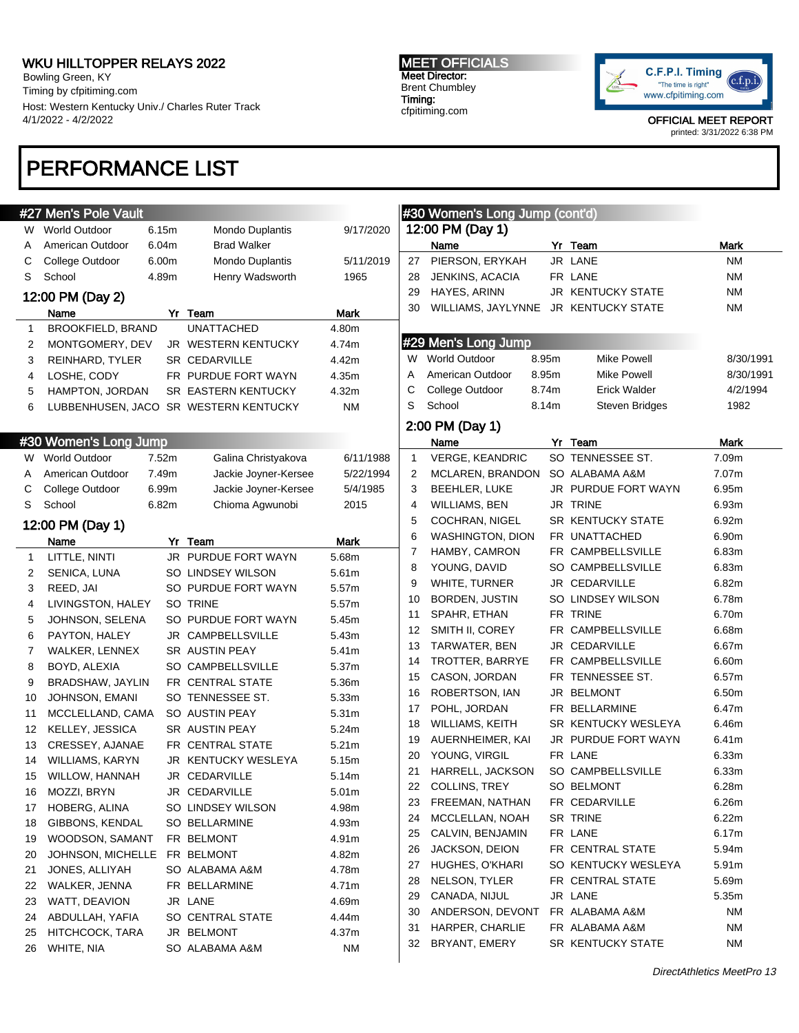WKU HILLTOPPER RELAYS 2022
Bowling Green, KY
Timing by cfpitiming.com
Host: Western Kentucky Univ./ Charles Ruter Track
4/1/2022 - 4/2/2022

MEET OFFICIALS
Meet Director:
Brent Chumbley
Timing:
cfpitiming.com

OFFICIAL MEET REPORT
printed: 3/31/2022 6:38 PM

# PERFORMANCE LIST

## #27 Men's Pole Vault

| | | | | |
|---|---|---|---|---|
| W | World Outdoor | 6.15m | Mondo Duplantis | 9/17/2020 |
| A | American Outdoor | 6.04m | Brad Walker | |
| C | College Outdoor | 6.00m | Mondo Duplantis | 5/11/2019 |
| S | School | 4.89m | Henry Wadsworth | 1965 |

### 12:00 PM (Day 2)

| | Name | Yr | Team | Mark |
|---|---|---|---|---|
| 1 | BROOKFIELD, BRAND | | UNATTACHED | 4.80m |
| 2 | MONTGOMERY, DEV | JR | WESTERN KENTUCKY | 4.74m |
| 3 | REINHARD, TYLER | SR | CEDARVILLE | 4.42m |
| 4 | LOSHE, CODY | FR | PURDUE FORT WAYN | 4.35m |
| 5 | HAMPTON, JORDAN | SR | EASTERN KENTUCKY | 4.32m |
| 6 | LUBBENHUSEN, JACO | SR | WESTERN KENTUCKY | NM |

## #30 Women's Long Jump

| | | | | |
|---|---|---|---|---|
| W | World Outdoor | 7.52m | Galina Christyakova | 6/11/1988 |
| A | American Outdoor | 7.49m | Jackie Joyner-Kersee | 5/22/1994 |
| C | College Outdoor | 6.99m | Jackie Joyner-Kersee | 5/4/1985 |
| S | School | 6.82m | Chioma Agwunobi | 2015 |

### 12:00 PM (Day 1)

| | Name | Yr | Team | Mark |
|---|---|---|---|---|
| 1 | LITTLE, NINTI | JR | PURDUE FORT WAYN | 5.68m |
| 2 | SENICA, LUNA | SO | LINDSEY WILSON | 5.61m |
| 3 | REED, JAI | SO | PURDUE FORT WAYN | 5.57m |
| 4 | LIVINGSTON, HALEY | SO | TRINE | 5.57m |
| 5 | JOHNSON, SELENA | SO | PURDUE FORT WAYN | 5.45m |
| 6 | PAYTON, HALEY | JR | CAMPBELLSVILLE | 5.43m |
| 7 | WALKER, LENNEX | SR | AUSTIN PEAY | 5.41m |
| 8 | BOYD, ALEXIA | SO | CAMPBELLSVILLE | 5.37m |
| 9 | BRADSHAW, JAYLIN | FR | CENTRAL STATE | 5.36m |
| 10 | JOHNSON, EMANI | SO | TENNESSEE ST. | 5.33m |
| 11 | MCCLELLAND, CAMA | SO | AUSTIN PEAY | 5.31m |
| 12 | KELLEY, JESSICA | SR | AUSTIN PEAY | 5.24m |
| 13 | CRESSEY, AJANAE | FR | CENTRAL STATE | 5.21m |
| 14 | WILLIAMS, KARYN | JR | KENTUCKY WESLEYA | 5.15m |
| 15 | WILLOW, HANNAH | JR | CEDARVILLE | 5.14m |
| 16 | MOZZI, BRYN | JR | CEDARVILLE | 5.01m |
| 17 | HOBERG, ALINA | SO | LINDSEY WILSON | 4.98m |
| 18 | GIBBONS, KENDAL | SO | BELLARMINE | 4.93m |
| 19 | WOODSON, SAMANT | FR | BELMONT | 4.91m |
| 20 | JOHNSON, MICHELLE | FR | BELMONT | 4.82m |
| 21 | JONES, ALLIYAH | SO | ALABAMA A&M | 4.78m |
| 22 | WALKER, JENNA | FR | BELLARMINE | 4.71m |
| 23 | WATT, DEAVION | JR | LANE | 4.69m |
| 24 | ABDULLAH, YAFIA | SO | CENTRAL STATE | 4.44m |
| 25 | HITCHCOCK, TARA | JR | BELMONT | 4.37m |
| 26 | WHITE, NIA | SO | ALABAMA A&M | NM |
| 27 | PIERSON, ERYKAH | JR | LANE | NM |
| 28 | JENKINS, ACACIA | FR | LANE | NM |
| 29 | HAYES, ARINN | JR | KENTUCKY STATE | NM |
| 30 | WILLIAMS, JAYLYNNE | JR | KENTUCKY STATE | NM |

## #29 Men's Long Jump

| | | | | |
|---|---|---|---|---|
| W | World Outdoor | 8.95m | Mike Powell | 8/30/1991 |
| A | American Outdoor | 8.95m | Mike Powell | 8/30/1991 |
| C | College Outdoor | 8.74m | Erick Walder | 4/2/1994 |
| S | School | 8.14m | Steven Bridges | 1982 |

### 2:00 PM (Day 1)

| | Name | Yr | Team | Mark |
|---|---|---|---|---|
| 1 | VERGE, KEANDRIC | SO | TENNESSEE ST. | 7.09m |
| 2 | MCLAREN, BRANDON | SO | ALABAMA A&M | 7.07m |
| 3 | BEEHLER, LUKE | JR | PURDUE FORT WAYN | 6.95m |
| 4 | WILLIAMS, BEN | JR | TRINE | 6.93m |
| 5 | COCHRAN, NIGEL | SR | KENTUCKY STATE | 6.92m |
| 6 | WASHINGTON, DION | FR | UNATTACHED | 6.90m |
| 7 | HAMBY, CAMRON | FR | CAMPBELLSVILLE | 6.83m |
| 8 | YOUNG, DAVID | SO | CAMPBELLSVILLE | 6.83m |
| 9 | WHITE, TURNER | JR | CEDARVILLE | 6.82m |
| 10 | BORDEN, JUSTIN | SO | LINDSEY WILSON | 6.78m |
| 11 | SPAHR, ETHAN | FR | TRINE | 6.70m |
| 12 | SMITH II, COREY | FR | CAMPBELLSVILLE | 6.68m |
| 13 | TARWATER, BEN | JR | CEDARVILLE | 6.67m |
| 14 | TROTTER, BARRYE | FR | CAMPBELLSVILLE | 6.60m |
| 15 | CASON, JORDAN | FR | TENNESSEE ST. | 6.57m |
| 16 | ROBERTSON, IAN | JR | BELMONT | 6.50m |
| 17 | POHL, JORDAN | FR | BELLARMINE | 6.47m |
| 18 | WILLIAMS, KEITH | SR | KENTUCKY WESLEYA | 6.46m |
| 19 | AUERNHEIMER, KAI | JR | PURDUE FORT WAYN | 6.41m |
| 20 | YOUNG, VIRGIL | FR | LANE | 6.33m |
| 21 | HARRELL, JACKSON | SO | CAMPBELLSVILLE | 6.33m |
| 22 | COLLINS, TREY | SO | BELMONT | 6.28m |
| 23 | FREEMAN, NATHAN | FR | CEDARVILLE | 6.26m |
| 24 | MCCLELLAN, NOAH | SR | TRINE | 6.22m |
| 25 | CALVIN, BENJAMIN | FR | LANE | 6.17m |
| 26 | JACKSON, DEION | FR | CENTRAL STATE | 5.94m |
| 27 | HUGHES, O'KHARI | SO | KENTUCKY WESLEYA | 5.91m |
| 28 | NELSON, TYLER | FR | CENTRAL STATE | 5.69m |
| 29 | CANADA, NIJUL | JR | LANE | 5.35m |
| 30 | ANDERSON, DEVONT | FR | ALABAMA A&M | NM |
| 31 | HARPER, CHARLIE | FR | ALABAMA A&M | NM |
| 32 | BRYANT, EMERY | SR | KENTUCKY STATE | NM |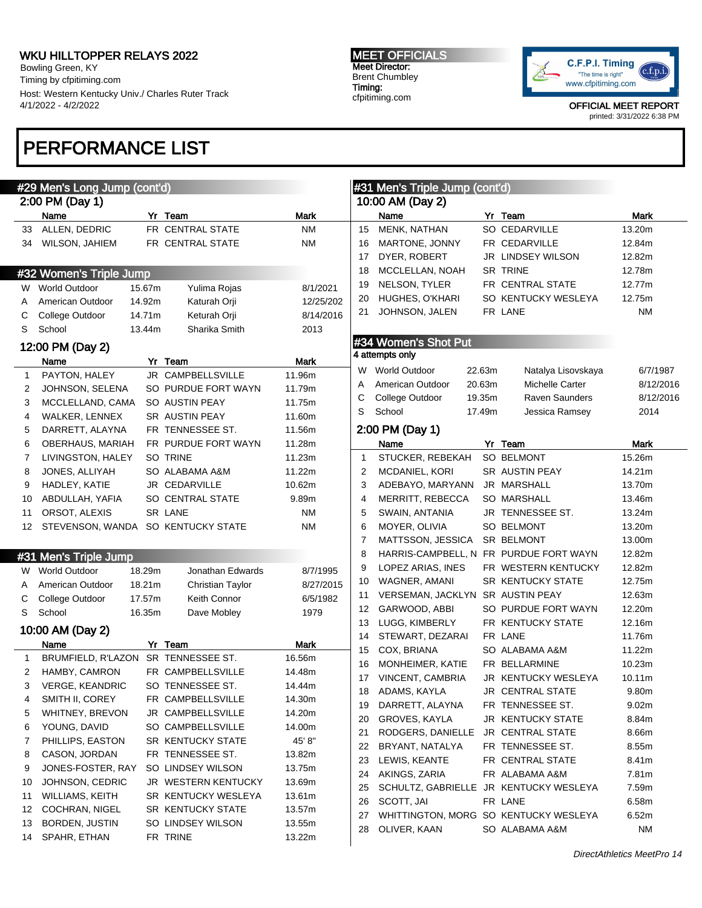# WKU HILLTOPPER RELAYS 2022

Bowling Green, KY
Timing by cfpitiming.com
Host: Western Kentucky Univ./ Charles Ruter Track
4/1/2022 - 4/2/2022

**MEET OFFICIALS**
Meet Director:
Brent Chumbley
Timing:
cfpitiming.com

OFFICIAL MEET REPORT
printed: 3/31/2022 6:38 PM

# PERFORMANCE LIST

## #29 Men's Long Jump (cont'd)

### 2:00 PM (Day 1)

| | Name | Yr | Team | Mark |
|---|---|---|---|---|
| 33 | ALLEN, DEDRIC | FR | CENTRAL STATE | NM |
| 34 | WILSON, JAHIEM | FR | CENTRAL STATE | NM |

## #32 Women's Triple Jump

| | | | | |
|---|---|---|---|---|
| W | World Outdoor | 15.67m | Yulima Rojas | 8/1/2021 |
| A | American Outdoor | 14.92m | Katurah Orji | 12/25/202 |
| C | College Outdoor | 14.71m | Keturah Orji | 8/14/2016 |
| S | School | 13.44m | Sharika Smith | 2013 |

### 12:00 PM (Day 2)

| | Name | Yr | Team | Mark |
|---|---|---|---|---|
| 1 | PAYTON, HALEY | JR | CAMPBELLSVILLE | 11.96m |
| 2 | JOHNSON, SELENA | SO | PURDUE FORT WAYN | 11.79m |
| 3 | MCCLELLAND, CAMA | SO | AUSTIN PEAY | 11.75m |
| 4 | WALKER, LENNEX | SR | AUSTIN PEAY | 11.60m |
| 5 | DARRETT, ALAYNA | FR | TENNESSEE ST. | 11.56m |
| 6 | OBERHAUS, MARIAH | FR | PURDUE FORT WAYN | 11.28m |
| 7 | LIVINGSTON, HALEY | SO | TRINE | 11.23m |
| 8 | JONES, ALLIYAH | SO | ALABAMA A&M | 11.22m |
| 9 | HADLEY, KATIE | JR | CEDARVILLE | 10.62m |
| 10 | ABDULLAH, YAFIA | SO | CENTRAL STATE | 9.89m |
| 11 | ORSOT, ALEXIS | SR | LANE | NM |
| 12 | STEVENSON, WANDA | SO | KENTUCKY STATE | NM |

## #31 Men's Triple Jump

| | | | | |
|---|---|---|---|---|
| W | World Outdoor | 18.29m | Jonathan Edwards | 8/7/1995 |
| A | American Outdoor | 18.21m | Christian Taylor | 8/27/2015 |
| C | College Outdoor | 17.57m | Keith Connor | 6/5/1982 |
| S | School | 16.35m | Dave Mobley | 1979 |

### 10:00 AM (Day 2)

| | Name | Yr | Team | Mark |
|---|---|---|---|---|
| 1 | BRUMFIELD, R'LAZON | SR | TENNESSEE ST. | 16.56m |
| 2 | HAMBY, CAMRON | FR | CAMPBELLSVILLE | 14.48m |
| 3 | VERGE, KEANDRIC | SO | TENNESSEE ST. | 14.44m |
| 4 | SMITH II, COREY | FR | CAMPBELLSVILLE | 14.30m |
| 5 | WHITNEY, BREVON | JR | CAMPBELLSVILLE | 14.20m |
| 6 | YOUNG, DAVID | SO | CAMPBELLSVILLE | 14.00m |
| 7 | PHILLIPS, EASTON | SR | KENTUCKY STATE | 45' 8" |
| 8 | CASON, JORDAN | FR | TENNESSEE ST. | 13.82m |
| 9 | JONES-FOSTER, RAY | SO | LINDSEY WILSON | 13.75m |
| 10 | JOHNSON, CEDRIC | JR | WESTERN KENTUCKY | 13.69m |
| 11 | WILLIAMS, KEITH | SR | KENTUCKY WESLEYA | 13.61m |
| 12 | COCHRAN, NIGEL | SR | KENTUCKY STATE | 13.57m |
| 13 | BORDEN, JUSTIN | SO | LINDSEY WILSON | 13.55m |
| 14 | SPAHR, ETHAN | FR | TRINE | 13.22m |

## #31 Men's Triple Jump (cont'd)

### 10:00 AM (Day 2)

| | Name | Yr | Team | Mark |
|---|---|---|---|---|
| 15 | MENK, NATHAN | SO | CEDARVILLE | 13.20m |
| 16 | MARTONE, JONNY | FR | CEDARVILLE | 12.84m |
| 17 | DYER, ROBERT | JR | LINDSEY WILSON | 12.82m |
| 18 | MCCLELLAN, NOAH | SR | TRINE | 12.78m |
| 19 | NELSON, TYLER | FR | CENTRAL STATE | 12.77m |
| 20 | HUGHES, O'KHARI | SO | KENTUCKY WESLEYA | 12.75m |
| 21 | JOHNSON, JALEN | FR | LANE | NM |

## #34 Women's Shot Put

4 attempts only

| | | | | |
|---|---|---|---|---|
| W | World Outdoor | 22.63m | Natalya Lisovskaya | 6/7/1987 |
| A | American Outdoor | 20.63m | Michelle Carter | 8/12/2016 |
| C | College Outdoor | 19.35m | Raven Saunders | 8/12/2016 |
| S | School | 17.49m | Jessica Ramsey | 2014 |

### 2:00 PM (Day 1)

| | Name | Yr | Team | Mark |
|---|---|---|---|---|
| 1 | STUCKER, REBEKAH | SO | BELMONT | 15.26m |
| 2 | MCDANIEL, KORI | SR | AUSTIN PEAY | 14.21m |
| 3 | ADEBAYO, MARYANN | JR | MARSHALL | 13.70m |
| 4 | MERRITT, REBECCA | SO | MARSHALL | 13.46m |
| 5 | SWAIN, ANTANIA | JR | TENNESSEE ST. | 13.24m |
| 6 | MOYER, OLIVIA | SO | BELMONT | 13.20m |
| 7 | MATTSSON, JESSICA | SR | BELMONT | 13.00m |
| 8 | HARRIS-CAMPBELL, N | FR | PURDUE FORT WAYN | 12.82m |
| 9 | LOPEZ ARIAS, INES | FR | WESTERN KENTUCKY | 12.82m |
| 10 | WAGNER, AMANI | SR | KENTUCKY STATE | 12.75m |
| 11 | VERSEMAN, JACKLYN | SR | AUSTIN PEAY | 12.63m |
| 12 | GARWOOD, ABBI | SO | PURDUE FORT WAYN | 12.20m |
| 13 | LUGG, KIMBERLY | FR | KENTUCKY STATE | 12.16m |
| 14 | STEWART, DEZARAI | FR | LANE | 11.76m |
| 15 | COX, BRIANA | SO | ALABAMA A&M | 11.22m |
| 16 | MONHEIMER, KATIE | FR | BELLARMINE | 10.23m |
| 17 | VINCENT, CAMBRIA | JR | KENTUCKY WESLEYA | 10.11m |
| 18 | ADAMS, KAYLA | JR | CENTRAL STATE | 9.80m |
| 19 | DARRETT, ALAYNA | FR | TENNESSEE ST. | 9.02m |
| 20 | GROVES, KAYLA | JR | KENTUCKY STATE | 8.84m |
| 21 | RODGERS, DANIELLE | JR | CENTRAL STATE | 8.66m |
| 22 | BRYANT, NATALYA | FR | TENNESSEE ST. | 8.55m |
| 23 | LEWIS, KEANTE | FR | CENTRAL STATE | 8.41m |
| 24 | AKINGS, ZARIA | FR | ALABAMA A&M | 7.81m |
| 25 | SCHULTZ, GABRIELLE | JR | KENTUCKY WESLEYA | 7.59m |
| 26 | SCOTT, JAI | FR | LANE | 6.58m |
| 27 | WHITTINGTON, MORG | SO | KENTUCKY WESLEYA | 6.52m |
| 28 | OLIVER, KAAN | SO | ALABAMA A&M | NM |

*DirectAthletics MeetPro 14*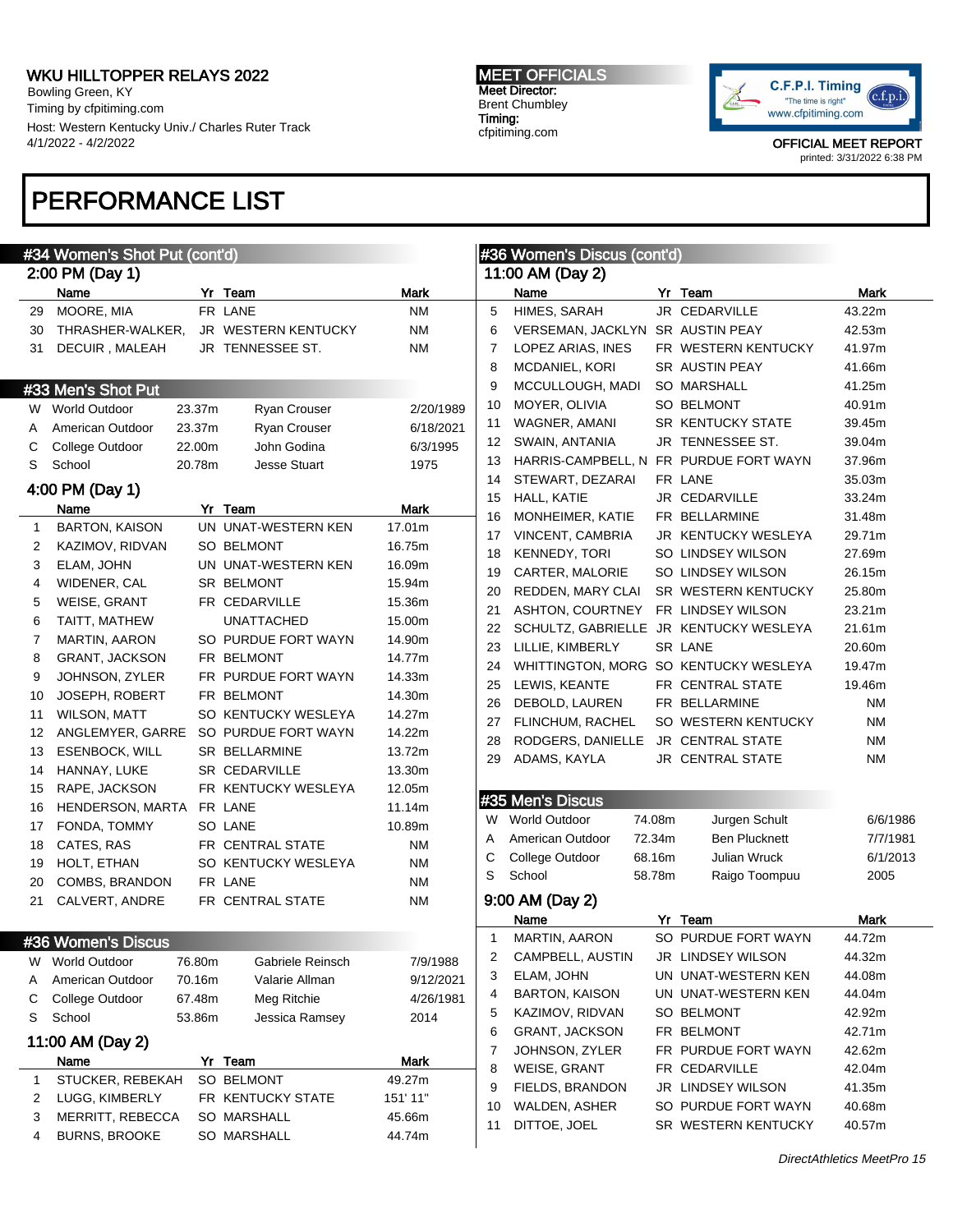WKU HILLTOPPER RELAYS 2022
Bowling Green, KY
Timing by cfpitiming.com
Host: Western Kentucky Univ./ Charles Ruter Track
4/1/2022 - 4/2/2022

MEET OFFICIALS
Meet Director:
Brent Chumbley
Timing:
cfpitiming.com

OFFICIAL MEET REPORT
printed: 3/31/2022 6:38 PM

# PERFORMANCE LIST

## #34 Women's Shot Put (cont'd)

### 2:00 PM (Day 1)

| | Name | Yr | Team | Mark |
|---|---|---|---|---|
| 29 | MOORE, MIA | FR | LANE | NM |
| 30 | THRASHER-WALKER, | JR | WESTERN KENTUCKY | NM |
| 31 | DECUIR , MALEAH | JR | TENNESSEE ST. | NM |

## #33 Men's Shot Put

| | | | | |
|---|---|---|---|---|
| W | World Outdoor | 23.37m | Ryan Crouser | 2/20/1989 |
| A | American Outdoor | 23.37m | Ryan Crouser | 6/18/2021 |
| C | College Outdoor | 22.00m | John Godina | 6/3/1995 |
| S | School | 20.78m | Jesse Stuart | 1975 |

### 4:00 PM (Day 1)

| | Name | Yr | Team | Mark |
|---|---|---|---|---|
| 1 | BARTON, KAISON | UN | UNAT-WESTERN KEN | 17.01m |
| 2 | KAZIMOV, RIDVAN | SO | BELMONT | 16.75m |
| 3 | ELAM, JOHN | UN | UNAT-WESTERN KEN | 16.09m |
| 4 | WIDENER, CAL | SR | BELMONT | 15.94m |
| 5 | WEISE, GRANT | FR | CEDARVILLE | 15.36m |
| 6 | TAITT, MATHEW | | UNATTACHED | 15.00m |
| 7 | MARTIN, AARON | SO | PURDUE FORT WAYN | 14.90m |
| 8 | GRANT, JACKSON | FR | BELMONT | 14.77m |
| 9 | JOHNSON, ZYLER | FR | PURDUE FORT WAYN | 14.33m |
| 10 | JOSEPH, ROBERT | FR | BELMONT | 14.30m |
| 11 | WILSON, MATT | SO | KENTUCKY WESLEYA | 14.27m |
| 12 | ANGLEMYER, GARRE | SO | PURDUE FORT WAYN | 14.22m |
| 13 | ESENBOCK, WILL | SR | BELLARMINE | 13.72m |
| 14 | HANNAY, LUKE | SR | CEDARVILLE | 13.30m |
| 15 | RAPE, JACKSON | FR | KENTUCKY WESLEYA | 12.05m |
| 16 | HENDERSON, MARTA | FR | LANE | 11.14m |
| 17 | FONDA, TOMMY | SO | LANE | 10.89m |
| 18 | CATES, RAS | FR | CENTRAL STATE | NM |
| 19 | HOLT, ETHAN | SO | KENTUCKY WESLEYA | NM |
| 20 | COMBS, BRANDON | FR | LANE | NM |
| 21 | CALVERT, ANDRE | FR | CENTRAL STATE | NM |

## #36 Women's Discus

| | | | | |
|---|---|---|---|---|
| W | World Outdoor | 76.80m | Gabriele Reinsch | 7/9/1988 |
| A | American Outdoor | 70.16m | Valarie Allman | 9/12/2021 |
| C | College Outdoor | 67.48m | Meg Ritchie | 4/26/1981 |
| S | School | 53.86m | Jessica Ramsey | 2014 |

### 11:00 AM (Day 2)

| | Name | Yr | Team | Mark |
|---|---|---|---|---|
| 1 | STUCKER, REBEKAH | SO | BELMONT | 49.27m |
| 2 | LUGG, KIMBERLY | FR | KENTUCKY STATE | 151' 11" |
| 3 | MERRITT, REBECCA | SO | MARSHALL | 45.66m |
| 4 | BURNS, BROOKE | SO | MARSHALL | 44.74m |
| 5 | HIMES, SARAH | JR | CEDARVILLE | 43.22m |
| 6 | VERSEMAN, JACKLYN | SR | AUSTIN PEAY | 42.53m |
| 7 | LOPEZ ARIAS, INES | FR | WESTERN KENTUCKY | 41.97m |
| 8 | MCDANIEL, KORI | SR | AUSTIN PEAY | 41.66m |
| 9 | MCCULLOUGH, MADI | SO | MARSHALL | 41.25m |
| 10 | MOYER, OLIVIA | SO | BELMONT | 40.91m |
| 11 | WAGNER, AMANI | SR | KENTUCKY STATE | 39.45m |
| 12 | SWAIN, ANTANIA | JR | TENNESSEE ST. | 39.04m |
| 13 | HARRIS-CAMPBELL, N | FR | PURDUE FORT WAYN | 37.96m |
| 14 | STEWART, DEZARAI | FR | LANE | 35.03m |
| 15 | HALL, KATIE | JR | CEDARVILLE | 33.24m |
| 16 | MONHEIMER, KATIE | FR | BELLARMINE | 31.48m |
| 17 | VINCENT, CAMBRIA | JR | KENTUCKY WESLEYA | 29.71m |
| 18 | KENNEDY, TORI | SO | LINDSEY WILSON | 27.69m |
| 19 | CARTER, MALORIE | SO | LINDSEY WILSON | 26.15m |
| 20 | REDDEN, MARY CLAI | SR | WESTERN KENTUCKY | 25.80m |
| 21 | ASHTON, COURTNEY | FR | LINDSEY WILSON | 23.21m |
| 22 | SCHULTZ, GABRIELLE | JR | KENTUCKY WESLEYA | 21.61m |
| 23 | LILLIE, KIMBERLY | SR | LANE | 20.60m |
| 24 | WHITTINGTON, MORG | SO | KENTUCKY WESLEYA | 19.47m |
| 25 | LEWIS, KEANTE | FR | CENTRAL STATE | 19.46m |
| 26 | DEBOLD, LAUREN | FR | BELLARMINE | NM |
| 27 | FLINCHUM, RACHEL | SO | WESTERN KENTUCKY | NM |
| 28 | RODGERS, DANIELLE | JR | CENTRAL STATE | NM |
| 29 | ADAMS, KAYLA | JR | CENTRAL STATE | NM |

## #35 Men's Discus

| | | | | |
|---|---|---|---|---|
| W | World Outdoor | 74.08m | Jurgen Schult | 6/6/1986 |
| A | American Outdoor | 72.34m | Ben Plucknett | 7/7/1981 |
| C | College Outdoor | 68.16m | Julian Wruck | 6/1/2013 |
| S | School | 58.78m | Raigo Toompuu | 2005 |

### 9:00 AM (Day 2)

| | Name | Yr | Team | Mark |
|---|---|---|---|---|
| 1 | MARTIN, AARON | SO | PURDUE FORT WAYN | 44.72m |
| 2 | CAMPBELL, AUSTIN | JR | LINDSEY WILSON | 44.32m |
| 3 | ELAM, JOHN | UN | UNAT-WESTERN KEN | 44.08m |
| 4 | BARTON, KAISON | UN | UNAT-WESTERN KEN | 44.04m |
| 5 | KAZIMOV, RIDVAN | SO | BELMONT | 42.92m |
| 6 | GRANT, JACKSON | FR | BELMONT | 42.71m |
| 7 | JOHNSON, ZYLER | FR | PURDUE FORT WAYN | 42.62m |
| 8 | WEISE, GRANT | FR | CEDARVILLE | 42.04m |
| 9 | FIELDS, BRANDON | JR | LINDSEY WILSON | 41.35m |
| 10 | WALDEN, ASHER | SO | PURDUE FORT WAYN | 40.68m |
| 11 | DITTOE, JOEL | SR | WESTERN KENTUCKY | 40.57m |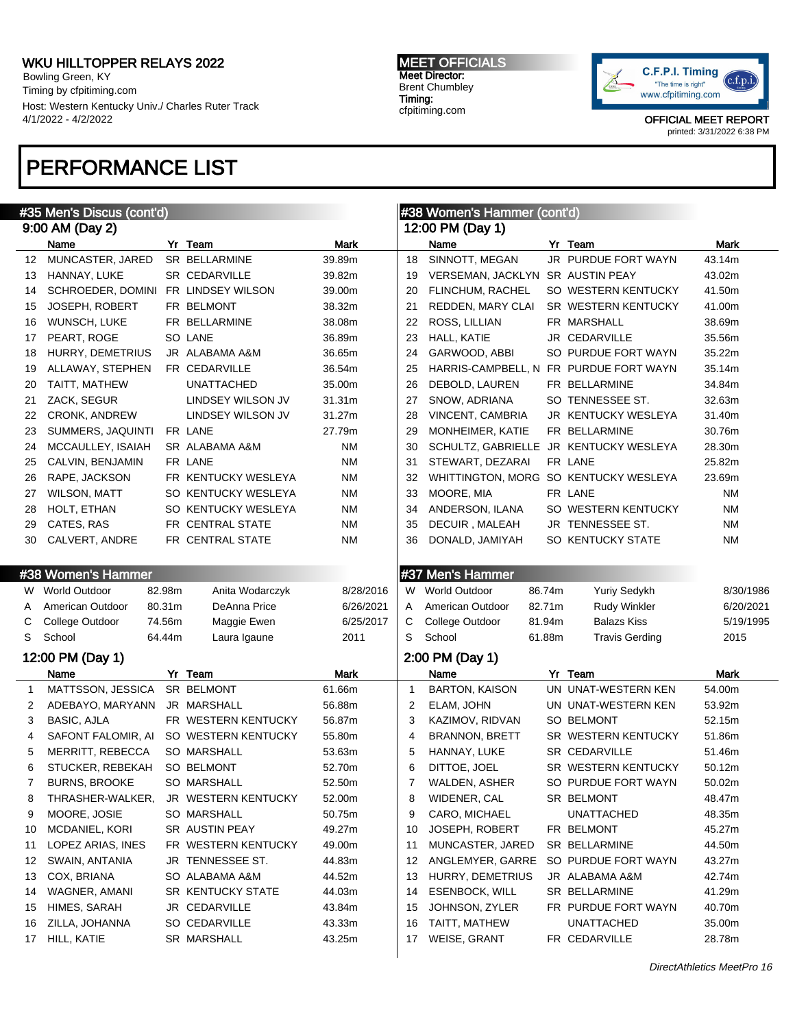# PERFORMANCE LIST

## #35 Men's Discus (cont'd)

### 9:00 AM (Day 2)

| | Name | Yr | Team | Mark |
|---|---|---|---|---|
| 12 | MUNCASTER, JARED | SR | BELLARMINE | 39.89m |
| 13 | HANNAY, LUKE | SR | CEDARVILLE | 39.82m |
| 14 | SCHROEDER, DOMINI | FR | LINDSEY WILSON | 39.00m |
| 15 | JOSEPH, ROBERT | FR | BELMONT | 38.32m |
| 16 | WUNSCH, LUKE | FR | BELLARMINE | 38.08m |
| 17 | PEART, ROGE | SO | LANE | 36.89m |
| 18 | HURRY, DEMETRIUS | JR | ALABAMA A&M | 36.65m |
| 19 | ALLAWAY, STEPHEN | FR | CEDARVILLE | 36.54m |
| 20 | TAITT, MATHEW | | UNATTACHED | 35.00m |
| 21 | ZACK, SEGUR | | LINDSEY WILSON JV | 31.31m |
| 22 | CRONK, ANDREW | | LINDSEY WILSON JV | 31.27m |
| 23 | SUMMERS, JAQUINTI | FR | LANE | 27.79m |
| 24 | MCCAULLEY, ISAIAH | SR | ALABAMA A&M | NM |
| 25 | CALVIN, BENJAMIN | FR | LANE | NM |
| 26 | RAPE, JACKSON | FR | KENTUCKY WESLEYA | NM |
| 27 | WILSON, MATT | SO | KENTUCKY WESLEYA | NM |
| 28 | HOLT, ETHAN | SO | KENTUCKY WESLEYA | NM |
| 29 | CATES, RAS | FR | CENTRAL STATE | NM |
| 30 | CALVERT, ANDRE | FR | CENTRAL STATE | NM |

## #38 Women's Hammer

| | | Mark | Name | Date |
|---|---|---|---|---|
| W | World Outdoor | 82.98m | Anita Wodarczyk | 8/28/2016 |
| A | American Outdoor | 80.31m | DeAnna Price | 6/26/2021 |
| C | College Outdoor | 74.56m | Maggie Ewen | 6/25/2017 |
| S | School | 64.44m | Laura Igaune | 2011 |

### 12:00 PM (Day 1)

| | Name | Yr | Team | Mark |
|---|---|---|---|---|
| 1 | MATTSSON, JESSICA | SR | BELMONT | 61.66m |
| 2 | ADEBAYO, MARYANN | JR | MARSHALL | 56.88m |
| 3 | BASIC, AJLA | FR | WESTERN KENTUCKY | 56.87m |
| 4 | SAFONT FALOMIR, AI | SO | WESTERN KENTUCKY | 55.80m |
| 5 | MERRITT, REBECCA | SO | MARSHALL | 53.63m |
| 6 | STUCKER, REBEKAH | SO | BELMONT | 52.70m |
| 7 | BURNS, BROOKE | SO | MARSHALL | 52.50m |
| 8 | THRASHER-WALKER, | JR | WESTERN KENTUCKY | 52.00m |
| 9 | MOORE, JOSIE | SO | MARSHALL | 50.75m |
| 10 | MCDANIEL, KORI | SR | AUSTIN PEAY | 49.27m |
| 11 | LOPEZ ARIAS, INES | FR | WESTERN KENTUCKY | 49.00m |
| 12 | SWAIN, ANTANIA | JR | TENNESSEE ST. | 44.83m |
| 13 | COX, BRIANA | SO | ALABAMA A&M | 44.52m |
| 14 | WAGNER, AMANI | SR | KENTUCKY STATE | 44.03m |
| 15 | HIMES, SARAH | JR | CEDARVILLE | 43.84m |
| 16 | ZILLA, JOHANNA | SO | CEDARVILLE | 43.33m |
| 17 | HILL, KATIE | SR | MARSHALL | 43.25m |

## #38 Women's Hammer (cont'd)

### 12:00 PM (Day 1)

| | Name | Yr | Team | Mark |
|---|---|---|---|---|
| 18 | SINNOTT, MEGAN | JR | PURDUE FORT WAYN | 43.14m |
| 19 | VERSEMAN, JACKLYN | SR | AUSTIN PEAY | 43.02m |
| 20 | FLINCHUM, RACHEL | SO | WESTERN KENTUCKY | 41.50m |
| 21 | REDDEN, MARY CLAI | SR | WESTERN KENTUCKY | 41.00m |
| 22 | ROSS, LILLIAN | FR | MARSHALL | 38.69m |
| 23 | HALL, KATIE | JR | CEDARVILLE | 35.56m |
| 24 | GARWOOD, ABBI | SO | PURDUE FORT WAYN | 35.22m |
| 25 | HARRIS-CAMPBELL, N | FR | PURDUE FORT WAYN | 35.14m |
| 26 | DEBOLD, LAUREN | FR | BELLARMINE | 34.84m |
| 27 | SNOW, ADRIANA | SO | TENNESSEE ST. | 32.63m |
| 28 | VINCENT, CAMBRIA | JR | KENTUCKY WESLEYA | 31.40m |
| 29 | MONHEIMER, KATIE | FR | BELLARMINE | 30.76m |
| 30 | SCHULTZ, GABRIELLE | JR | KENTUCKY WESLEYA | 28.30m |
| 31 | STEWART, DEZARAI | FR | LANE | 25.82m |
| 32 | WHITTINGTON, MORG | SO | KENTUCKY WESLEYA | 23.69m |
| 33 | MOORE, MIA | FR | LANE | NM |
| 34 | ANDERSON, ILANA | SO | WESTERN KENTUCKY | NM |
| 35 | DECUIR , MALEAH | JR | TENNESSEE ST. | NM |
| 36 | DONALD, JAMIYAH | SO | KENTUCKY STATE | NM |

## #37 Men's Hammer

| | | Mark | Name | Date |
|---|---|---|---|---|
| W | World Outdoor | 86.74m | Yuriy Sedykh | 8/30/1986 |
| A | American Outdoor | 82.71m | Rudy Winkler | 6/20/2021 |
| C | College Outdoor | 81.94m | Balazs Kiss | 5/19/1995 |
| S | School | 61.88m | Travis Gerding | 2015 |

### 2:00 PM (Day 1)

| | Name | Yr | Team | Mark |
|---|---|---|---|---|
| 1 | BARTON, KAISON | UN | UNAT-WESTERN KEN | 54.00m |
| 2 | ELAM, JOHN | UN | UNAT-WESTERN KEN | 53.92m |
| 3 | KAZIMOV, RIDVAN | SO | BELMONT | 52.15m |
| 4 | BRANNON, BRETT | SR | WESTERN KENTUCKY | 51.86m |
| 5 | HANNAY, LUKE | SR | CEDARVILLE | 51.46m |
| 6 | DITTOE, JOEL | SR | WESTERN KENTUCKY | 50.12m |
| 7 | WALDEN, ASHER | SO | PURDUE FORT WAYN | 50.02m |
| 8 | WIDENER, CAL | SR | BELMONT | 48.47m |
| 9 | CARO, MICHAEL | | UNATTACHED | 48.35m |
| 10 | JOSEPH, ROBERT | FR | BELMONT | 45.27m |
| 11 | MUNCASTER, JARED | SR | BELLARMINE | 44.50m |
| 12 | ANGLEMYER, GARRE | SO | PURDUE FORT WAYN | 43.27m |
| 13 | HURRY, DEMETRIUS | JR | ALABAMA A&M | 42.74m |
| 14 | ESENBOCK, WILL | SR | BELLARMINE | 41.29m |
| 15 | JOHNSON, ZYLER | FR | PURDUE FORT WAYN | 40.70m |
| 16 | TAITT, MATHEW | | UNATTACHED | 35.00m |
| 17 | WEISE, GRANT | FR | CEDARVILLE | 28.78m |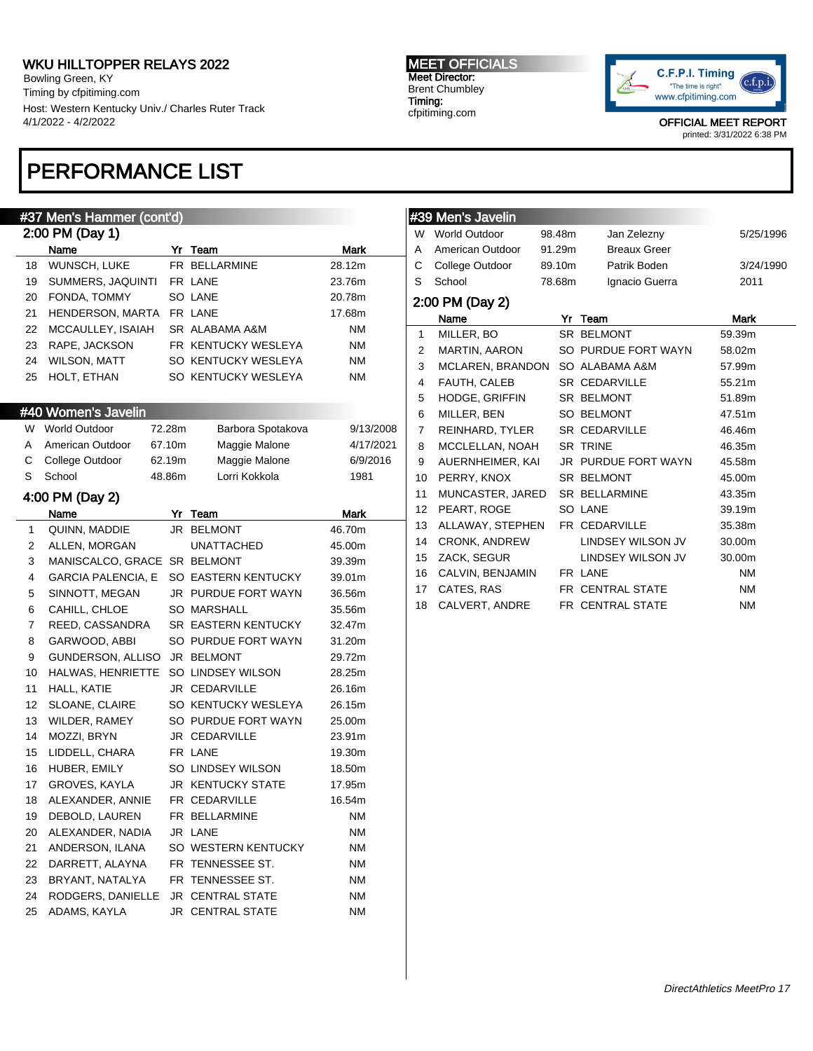# PERFORMANCE LIST

## #37 Men's Hammer (cont'd)

### 2:00 PM (Day 1)

| | Name | Yr | Team | Mark |
|---|---|---|---|---|
| 18 | WUNSCH, LUKE | FR | BELLARMINE | 28.12m |
| 19 | SUMMERS, JAQUINTI | FR | LANE | 23.76m |
| 20 | FONDA, TOMMY | SO | LANE | 20.78m |
| 21 | HENDERSON, MARTA | FR | LANE | 17.68m |
| 22 | MCCAULLEY, ISAIAH | SR | ALABAMA A&M | NM |
| 23 | RAPE, JACKSON | FR | KENTUCKY WESLEYA | NM |
| 24 | WILSON, MATT | SO | KENTUCKY WESLEYA | NM |
| 25 | HOLT, ETHAN | SO | KENTUCKY WESLEYA | NM |

## #40 Women's Javelin

| | | | | |
|---|---|---|---|---|
| W | World Outdoor | 72.28m | Barbora Spotakova | 9/13/2008 |
| A | American Outdoor | 67.10m | Maggie Malone | 4/17/2021 |
| C | College Outdoor | 62.19m | Maggie Malone | 6/9/2016 |
| S | School | 48.86m | Lorri Kokkola | 1981 |

### 4:00 PM (Day 2)

| | Name | Yr | Team | Mark |
|---|---|---|---|---|
| 1 | QUINN, MADDIE | JR | BELMONT | 46.70m |
| 2 | ALLEN, MORGAN | | UNATTACHED | 45.00m |
| 3 | MANISCALCO, GRACE | SR | BELMONT | 39.39m |
| 4 | GARCIA PALENCIA, E | SO | EASTERN KENTUCKY | 39.01m |
| 5 | SINNOTT, MEGAN | JR | PURDUE FORT WAYN | 36.56m |
| 6 | CAHILL, CHLOE | SO | MARSHALL | 35.56m |
| 7 | REED, CASSANDRA | SR | EASTERN KENTUCKY | 32.47m |
| 8 | GARWOOD, ABBI | SO | PURDUE FORT WAYN | 31.20m |
| 9 | GUNDERSON, ALLISO | JR | BELMONT | 29.72m |
| 10 | HALWAS, HENRIETTE | SO | LINDSEY WILSON | 28.25m |
| 11 | HALL, KATIE | JR | CEDARVILLE | 26.16m |
| 12 | SLOANE, CLAIRE | SO | KENTUCKY WESLEYA | 26.15m |
| 13 | WILDER, RAMEY | SO | PURDUE FORT WAYN | 25.00m |
| 14 | MOZZI, BRYN | JR | CEDARVILLE | 23.91m |
| 15 | LIDDELL, CHARA | FR | LANE | 19.30m |
| 16 | HUBER, EMILY | SO | LINDSEY WILSON | 18.50m |
| 17 | GROVES, KAYLA | JR | KENTUCKY STATE | 17.95m |
| 18 | ALEXANDER, ANNIE | FR | CEDARVILLE | 16.54m |
| 19 | DEBOLD, LAUREN | FR | BELLARMINE | NM |
| 20 | ALEXANDER, NADIA | JR | LANE | NM |
| 21 | ANDERSON, ILANA | SO | WESTERN KENTUCKY | NM |
| 22 | DARRETT, ALAYNA | FR | TENNESSEE ST. | NM |
| 23 | BRYANT, NATALYA | FR | TENNESSEE ST. | NM |
| 24 | RODGERS, DANIELLE | JR | CENTRAL STATE | NM |
| 25 | ADAMS, KAYLA | JR | CENTRAL STATE | NM |

## #39 Men's Javelin

| | | | | |
|---|---|---|---|---|
| W | World Outdoor | 98.48m | Jan Zelezny | 5/25/1996 |
| A | American Outdoor | 91.29m | Breaux Greer | |
| C | College Outdoor | 89.10m | Patrik Boden | 3/24/1990 |
| S | School | 78.68m | Ignacio Guerra | 2011 |

### 2:00 PM (Day 2)

| | Name | Yr | Team | Mark |
|---|---|---|---|---|
| 1 | MILLER, BO | SR | BELMONT | 59.39m |
| 2 | MARTIN, AARON | SO | PURDUE FORT WAYN | 58.02m |
| 3 | MCLAREN, BRANDON | SO | ALABAMA A&M | 57.99m |
| 4 | FAUTH, CALEB | SR | CEDARVILLE | 55.21m |
| 5 | HODGE, GRIFFIN | SR | BELMONT | 51.89m |
| 6 | MILLER, BEN | SO | BELMONT | 47.51m |
| 7 | REINHARD, TYLER | SR | CEDARVILLE | 46.46m |
| 8 | MCCLELLAN, NOAH | SR | TRINE | 46.35m |
| 9 | AUERNHEIMER, KAI | JR | PURDUE FORT WAYN | 45.58m |
| 10 | PERRY, KNOX | SR | BELMONT | 45.00m |
| 11 | MUNCASTER, JARED | SR | BELLARMINE | 43.35m |
| 12 | PEART, ROGE | SO | LANE | 39.19m |
| 13 | ALLAWAY, STEPHEN | FR | CEDARVILLE | 35.38m |
| 14 | CRONK, ANDREW | | LINDSEY WILSON JV | 30.00m |
| 15 | ZACK, SEGUR | | LINDSEY WILSON JV | 30.00m |
| 16 | CALVIN, BENJAMIN | FR | LANE | NM |
| 17 | CATES, RAS | FR | CENTRAL STATE | NM |
| 18 | CALVERT, ANDRE | FR | CENTRAL STATE | NM |